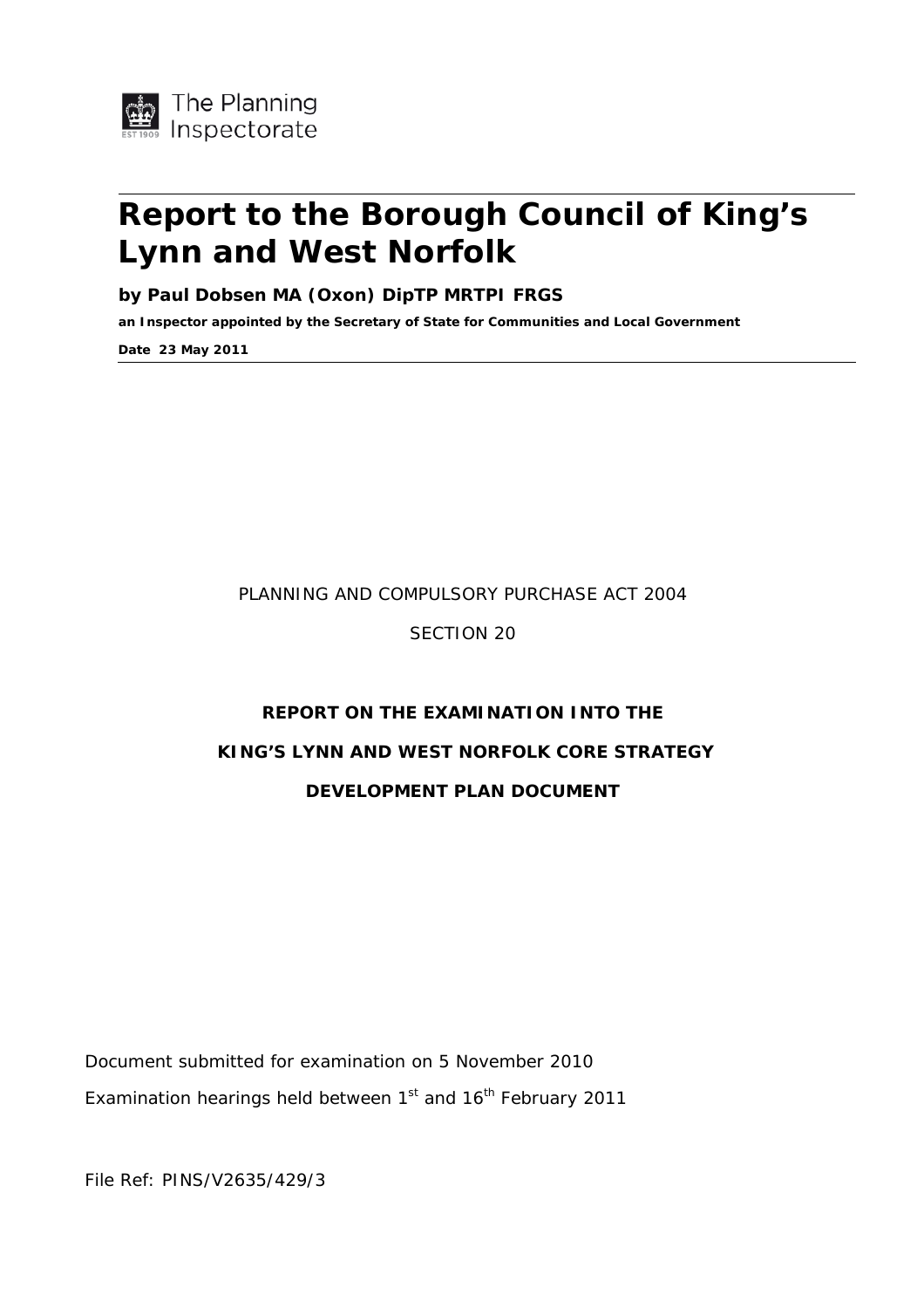The Planning Inspectorate

# Report to the Borough Council of King's Lynn and West Norfolk

**by Paul Dobsen MA (Oxon) DipTP MRTPI FRGS**

**an Inspector appointed by the Secretary of State for Communities and Local Government**

**Date 23 May 2011**

PLANNING AND COMPULSORY PURCHASE ACT 2004

SECTION 20

**REPORT ON THE EXAMINATION INTO THE**

**KING'S LYNN AND WEST NORFOLK CORE STRATEGY**

**DEVELOPMENT PLAN DOCUMENT**

Document submitted for examination on 5 November 2010

Examination hearings held between 1st and 16th February 2011

File Ref: PINS/V2635/429/3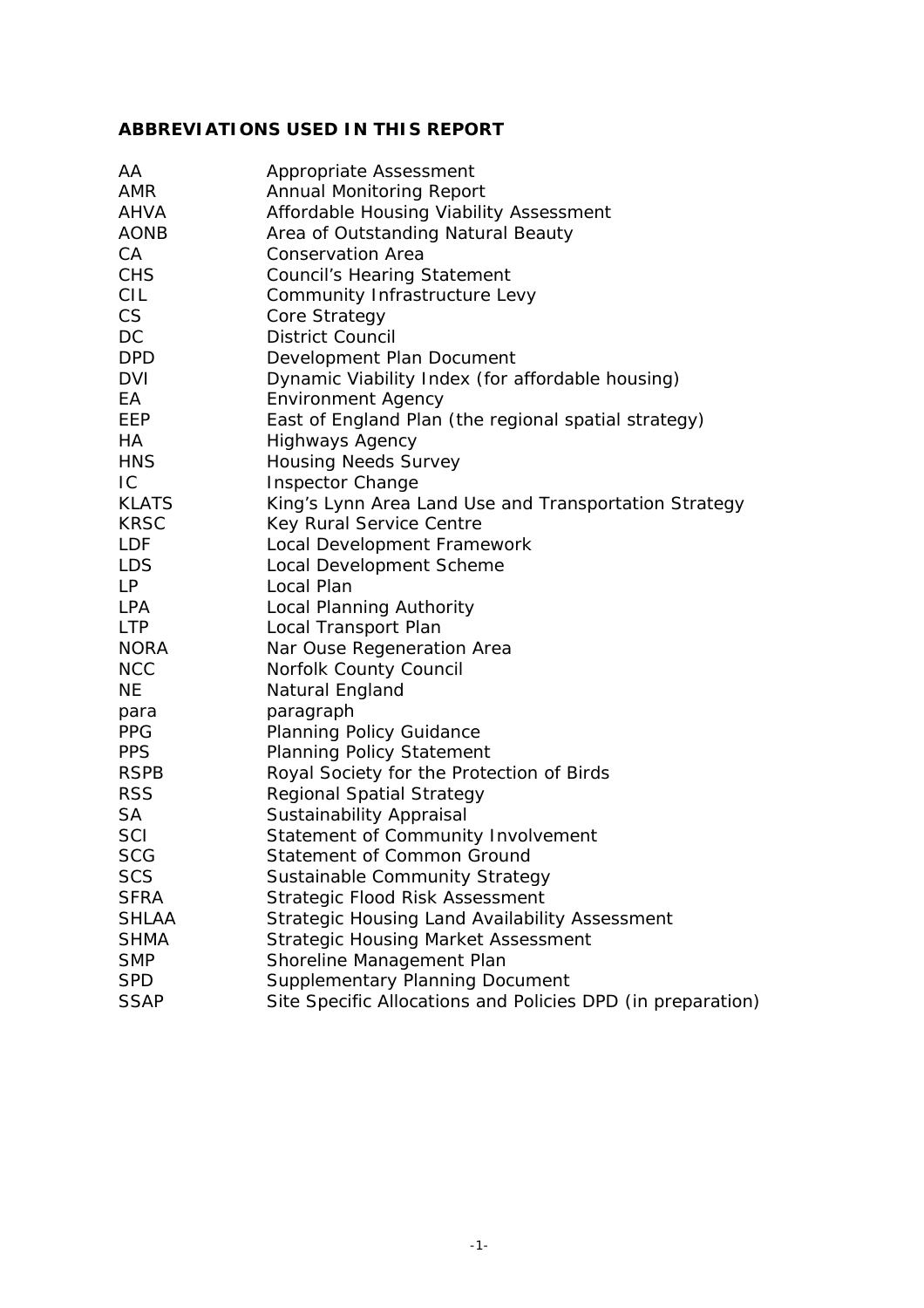## ABBREVIATIONS USED IN THIS REPORT

| | |
|---|---|
| AA | Appropriate Assessment |
| AMR | Annual Monitoring Report |
| AHVA | Affordable Housing Viability Assessment |
| AONB | Area of Outstanding Natural Beauty |
| CA | Conservation Area |
| CHS | Council's Hearing Statement |
| CIL | Community Infrastructure Levy |
| CS | Core Strategy |
| DC | District Council |
| DPD | Development Plan Document |
| DVI | Dynamic Viability Index (for affordable housing) |
| EA | Environment Agency |
| EEP | East of England Plan (the regional spatial strategy) |
| HA | Highways Agency |
| HNS | Housing Needs Survey |
| IC | Inspector Change |
| KLATS | King's Lynn Area Land Use and Transportation Strategy |
| KRSC | Key Rural Service Centre |
| LDF | Local Development Framework |
| LDS | Local Development Scheme |
| LP | Local Plan |
| LPA | Local Planning Authority |
| LTP | Local Transport Plan |
| NORA | Nar Ouse Regeneration Area |
| NCC | Norfolk County Council |
| NE | Natural England |
| para | paragraph |
| PPG | Planning Policy Guidance |
| PPS | Planning Policy Statement |
| RSPB | Royal Society for the Protection of Birds |
| RSS | Regional Spatial Strategy |
| SA | Sustainability Appraisal |
| SCI | Statement of Community Involvement |
| SCG | Statement of Common Ground |
| SCS | Sustainable Community Strategy |
| SFRA | Strategic Flood Risk Assessment |
| SHLAA | Strategic Housing Land Availability Assessment |
| SHMA | Strategic Housing Market Assessment |
| SMP | Shoreline Management Plan |
| SPD | Supplementary Planning Document |
| SSAP | Site Specific Allocations and Policies DPD (in preparation) |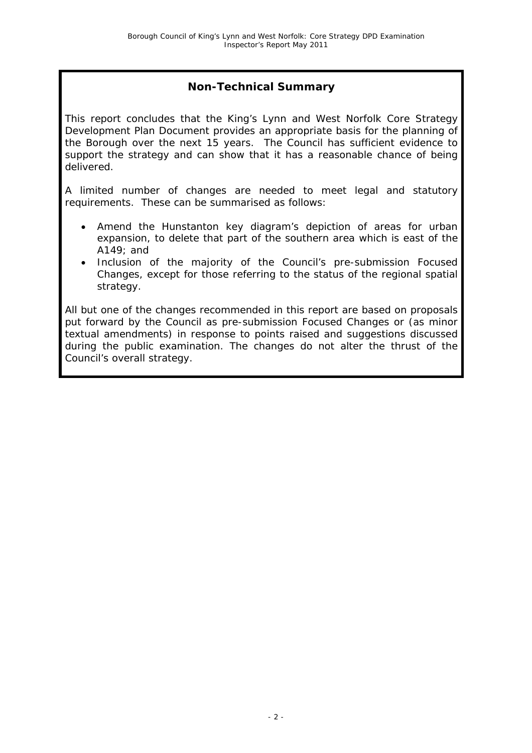## Non-Technical Summary

This report concludes that the King's Lynn and West Norfolk Core Strategy Development Plan Document provides an appropriate basis for the planning of the Borough over the next 15 years. The Council has sufficient evidence to support the strategy and can show that it has a reasonable chance of being delivered.

A limited number of changes are needed to meet legal and statutory requirements. These can be summarised as follows:

- Amend the Hunstanton key diagram's depiction of areas for urban expansion, to delete that part of the southern area which is east of the A149; and
- Inclusion of the majority of the Council's pre-submission Focused Changes, except for those referring to the status of the regional spatial strategy.

All but one of the changes recommended in this report are based on proposals put forward by the Council as pre-submission Focused Changes or (as minor textual amendments) in response to points raised and suggestions discussed during the public examination. The changes do not alter the thrust of the Council's overall strategy.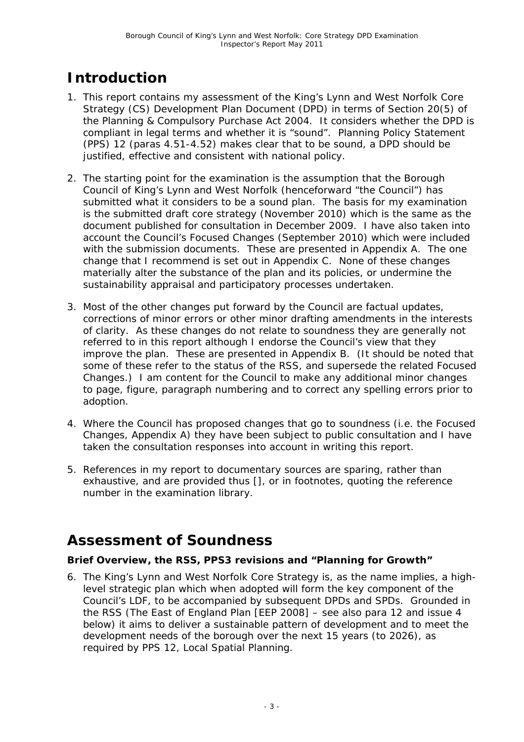# Introduction

1. This report contains my assessment of the King's Lynn and West Norfolk Core Strategy (CS) Development Plan Document (DPD) in terms of Section 20(5) of the Planning & Compulsory Purchase Act 2004. It considers whether the DPD is compliant in legal terms and whether it is "sound". Planning Policy Statement (PPS) 12 (paras 4.51-4.52) makes clear that to be sound, a DPD should be justified, effective and consistent with national policy.

2. The starting point for the examination is the assumption that the Borough Council of King's Lynn and West Norfolk (henceforward "the Council") has submitted what it considers to be a sound plan. The basis for my examination is the submitted draft core strategy (November 2010) which is the same as the document published for consultation in December 2009. I have also taken into account the Council's Focused Changes (September 2010) which were included with the submission documents. These are presented in Appendix A. The one change that I recommend is set out in Appendix C. None of these changes materially alter the substance of the plan and its policies, or undermine the sustainability appraisal and participatory processes undertaken.

3. Most of the other changes put forward by the Council are factual updates, corrections of minor errors or other minor drafting amendments in the interests of clarity. As these changes do not relate to soundness they are generally not referred to in this report although I endorse the Council's view that they improve the plan. These are presented in Appendix B. (It should be noted that some of these refer to the status of the RSS, and supersede the related Focused Changes.) I am content for the Council to make any additional minor changes to page, figure, paragraph numbering and to correct any spelling errors prior to adoption.

4. Where the Council has proposed changes that go to soundness (i.e. the Focused Changes, Appendix A) they have been subject to public consultation and I have taken the consultation responses into account in writing this report.

5. References in my report to documentary sources are sparing, rather than exhaustive, and are provided thus [], or in footnotes, quoting the reference number in the examination library.

# Assessment of Soundness

### Brief Overview, the RSS, PPS3 revisions and "Planning for Growth"

6. The King's Lynn and West Norfolk Core Strategy is, as the name implies, a high-level strategic plan which when adopted will form the key component of the Council's LDF, to be accompanied by subsequent DPDs and SPDs. Grounded in the RSS (The East of England Plan [EEP 2008] – see also para 12 and issue 4 below) it aims to deliver a sustainable pattern of development and to meet the development needs of the borough over the next 15 years (to 2026), as required by PPS 12, Local Spatial Planning.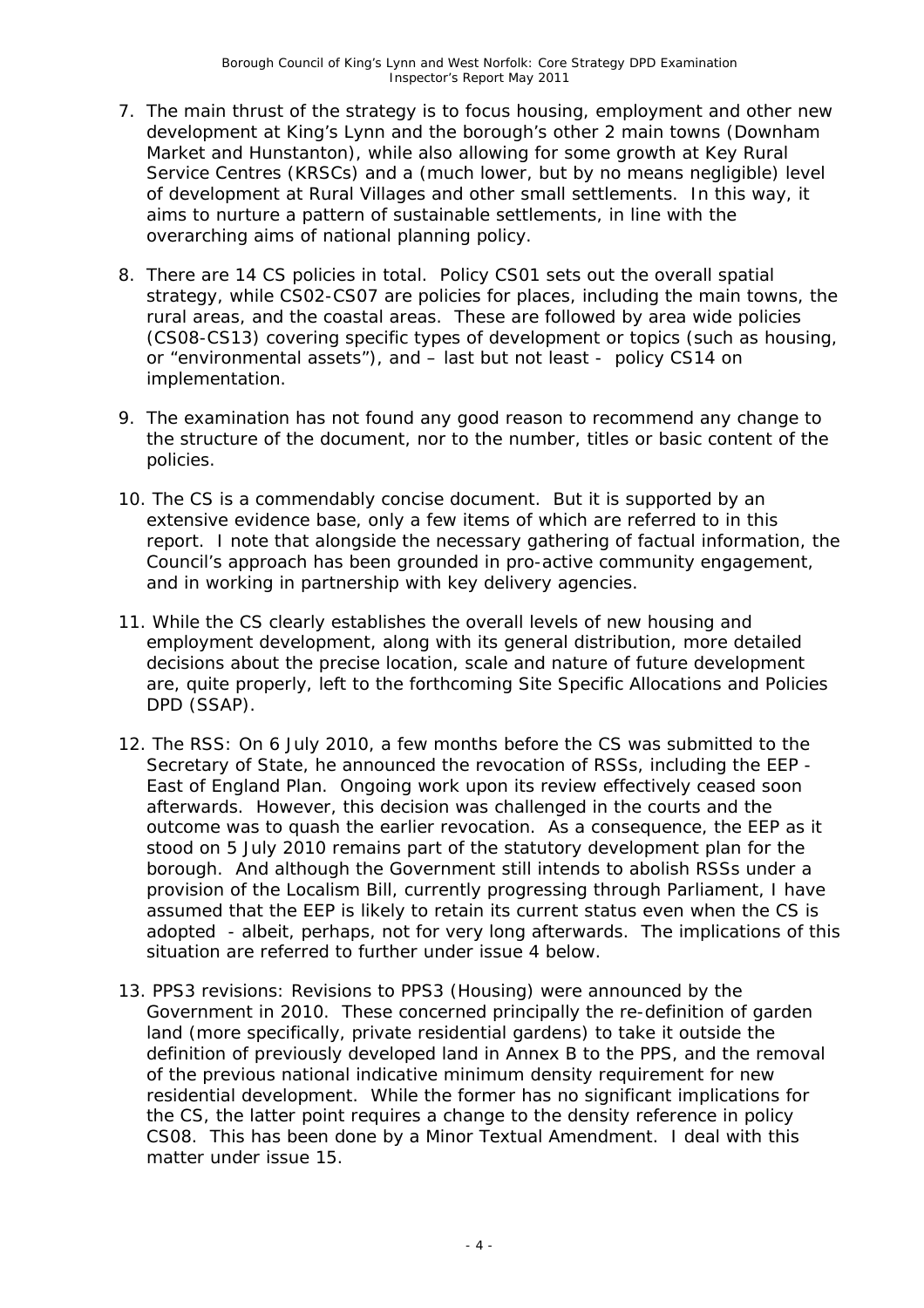7. The main thrust of the strategy is to focus housing, employment and other new development at King's Lynn and the borough's other 2 main towns (Downham Market and Hunstanton), while also allowing for some growth at Key Rural Service Centres (KRSCs) and a (much lower, but by no means negligible) level of development at Rural Villages and other small settlements. In this way, it aims to nurture a pattern of sustainable settlements, in line with the overarching aims of national planning policy.

8. There are 14 CS policies in total. Policy CS01 sets out the overall spatial strategy, while CS02-CS07 are policies for places, including the main towns, the rural areas, and the coastal areas. These are followed by area wide policies (CS08-CS13) covering specific types of development or topics (such as housing, or "environmental assets"), and – last but not least - policy CS14 on implementation.

9. The examination has not found any good reason to recommend any change to the structure of the document, nor to the number, titles or basic content of the policies.

10. The CS is a commendably concise document. But it is supported by an extensive evidence base, only a few items of which are referred to in this report. I note that alongside the necessary gathering of factual information, the Council's approach has been grounded in pro-active community engagement, and in working in partnership with key delivery agencies.

11. While the CS clearly establishes the overall levels of new housing and employment development, along with its general distribution, more detailed decisions about the precise location, scale and nature of future development are, quite properly, left to the forthcoming Site Specific Allocations and Policies DPD (SSAP).

12. The RSS: On 6 July 2010, a few months before the CS was submitted to the Secretary of State, he announced the revocation of RSSs, including the EEP - East of England Plan. Ongoing work upon its review effectively ceased soon afterwards. However, this decision was challenged in the courts and the outcome was to quash the earlier revocation. As a consequence, the EEP as it stood on 5 July 2010 remains part of the statutory development plan for the borough. And although the Government still intends to abolish RSSs under a provision of the Localism Bill, currently progressing through Parliament, I have assumed that the EEP is likely to retain its current status even when the CS is adopted - albeit, perhaps, not for very long afterwards. The implications of this situation are referred to further under issue 4 below.

13. PPS3 revisions: Revisions to PPS3 (Housing) were announced by the Government in 2010. These concerned principally the re-definition of garden land (more specifically, private residential gardens) to take it outside the definition of previously developed land in Annex B to the PPS, and the removal of the previous national indicative minimum density requirement for new residential development. While the former has no significant implications for the CS, the latter point requires a change to the density reference in policy CS08. This has been done by a Minor Textual Amendment. I deal with this matter under issue 15.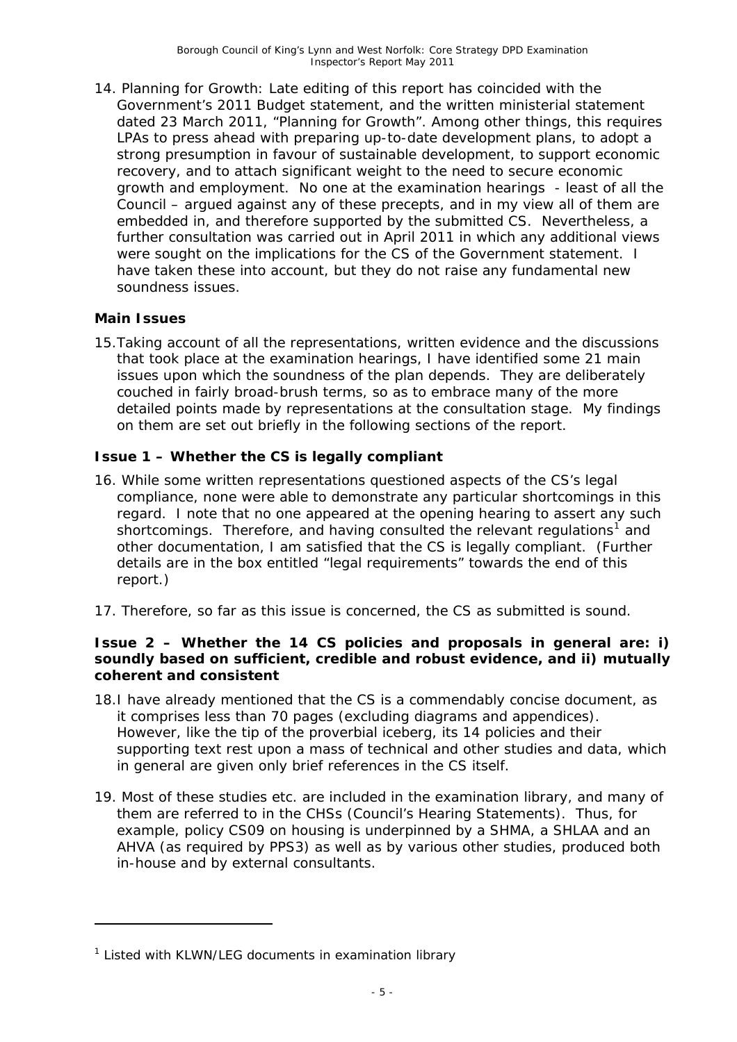14. Planning for Growth: Late editing of this report has coincided with the Government's 2011 Budget statement, and the written ministerial statement dated 23 March 2011, "Planning for Growth". Among other things, this requires LPAs to press ahead with preparing up-to-date development plans, to adopt a strong presumption in favour of sustainable development, to support economic recovery, and to attach significant weight to the need to secure economic growth and employment. No one at the examination hearings - least of all the Council – argued against any of these precepts, and in my view all of them are embedded in, and therefore supported by the submitted CS. Nevertheless, a further consultation was carried out in April 2011 in which any additional views were sought on the implications for the CS of the Government statement. I have taken these into account, but they do not raise any fundamental new soundness issues.

**Main Issues**

15. Taking account of all the representations, written evidence and the discussions that took place at the examination hearings, I have identified some 21 main issues upon which the soundness of the plan depends. They are deliberately couched in fairly broad-brush terms, so as to embrace many of the more detailed points made by representations at the consultation stage. My findings on them are set out briefly in the following sections of the report.

**Issue 1 – Whether the CS is legally compliant**

16. While some written representations questioned aspects of the CS's legal compliance, none were able to demonstrate any particular shortcomings in this regard. I note that no one appeared at the opening hearing to assert any such shortcomings. Therefore, and having consulted the relevant regulations[1] and other documentation, I am satisfied that the CS is legally compliant. (Further details are in the box entitled "legal requirements" towards the end of this report.)

17. Therefore, so far as this issue is concerned, the CS as submitted is sound.

**Issue 2 – Whether the 14 CS policies and proposals in general are: i) soundly based on sufficient, credible and robust evidence, and ii) mutually coherent and consistent**

18. I have already mentioned that the CS is a commendably concise document, as it comprises less than 70 pages (excluding diagrams and appendices). However, like the tip of the proverbial iceberg, its 14 policies and their supporting text rest upon a mass of technical and other studies and data, which in general are given only brief references in the CS itself.

19. Most of these studies etc. are included in the examination library, and many of them are referred to in the CHSs (Council's Hearing Statements). Thus, for example, policy CS09 on housing is underpinned by a SHMA, a SHLAA and an AHVA (as required by PPS3) as well as by various other studies, produced both in-house and by external consultants.

[1] Listed with KLWN/LEG documents in examination library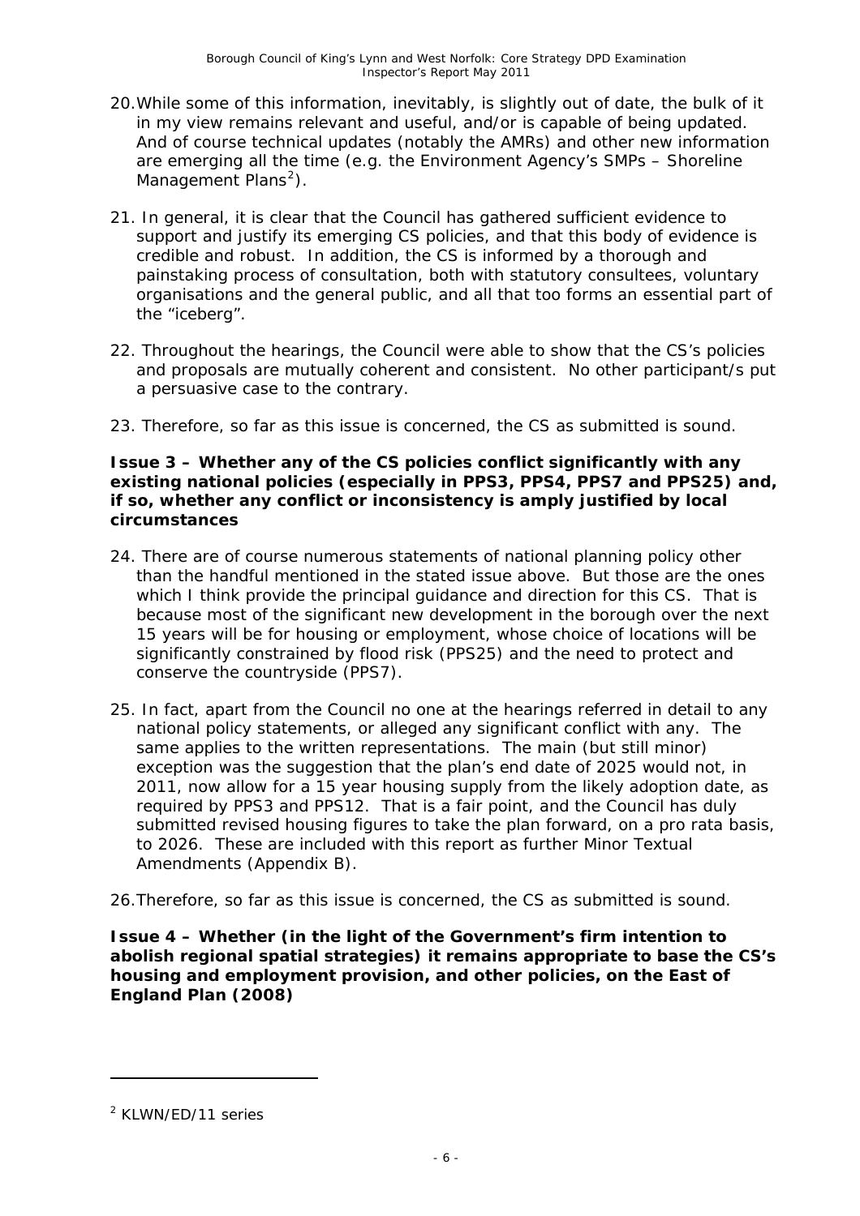20. While some of this information, inevitably, is slightly out of date, the bulk of it in my view remains relevant and useful, and/or is capable of being updated. And of course technical updates (notably the AMRs) and other new information are emerging all the time (e.g. the Environment Agency's SMPs – Shoreline Management Plans[2]).

21. In general, it is clear that the Council has gathered sufficient evidence to support and justify its emerging CS policies, and that this body of evidence is credible and robust. In addition, the CS is informed by a thorough and painstaking process of consultation, both with statutory consultees, voluntary organisations and the general public, and all that too forms an essential part of the "iceberg".

22. Throughout the hearings, the Council were able to show that the CS's policies and proposals are mutually coherent and consistent. No other participant/s put a persuasive case to the contrary.

23. Therefore, so far as this issue is concerned, the CS as submitted is sound.

**Issue 3 – Whether any of the CS policies conflict significantly with any existing national policies (especially in PPS3, PPS4, PPS7 and PPS25) and, if so, whether any conflict or inconsistency is amply justified by local circumstances**

24. There are of course numerous statements of national planning policy other than the handful mentioned in the stated issue above. But those are the ones which I think provide the principal guidance and direction for this CS. That is because most of the significant new development in the borough over the next 15 years will be for housing or employment, whose choice of locations will be significantly constrained by flood risk (PPS25) and the need to protect and conserve the countryside (PPS7).

25. In fact, apart from the Council no one at the hearings referred in detail to any national policy statements, or alleged any significant conflict with any. The same applies to the written representations. The main (but still minor) exception was the suggestion that the plan's end date of 2025 would not, in 2011, now allow for a 15 year housing supply from the likely adoption date, as required by PPS3 and PPS12. That is a fair point, and the Council has duly submitted revised housing figures to take the plan forward, on a pro rata basis, to 2026. These are included with this report as further Minor Textual Amendments (Appendix B).

26. Therefore, so far as this issue is concerned, the CS as submitted is sound.

**Issue 4 – Whether (in the light of the Government's firm intention to abolish regional spatial strategies) it remains appropriate to base the CS's housing and employment provision, and other policies, on the East of England Plan (2008)**

---

[2] KLWN/ED/11 series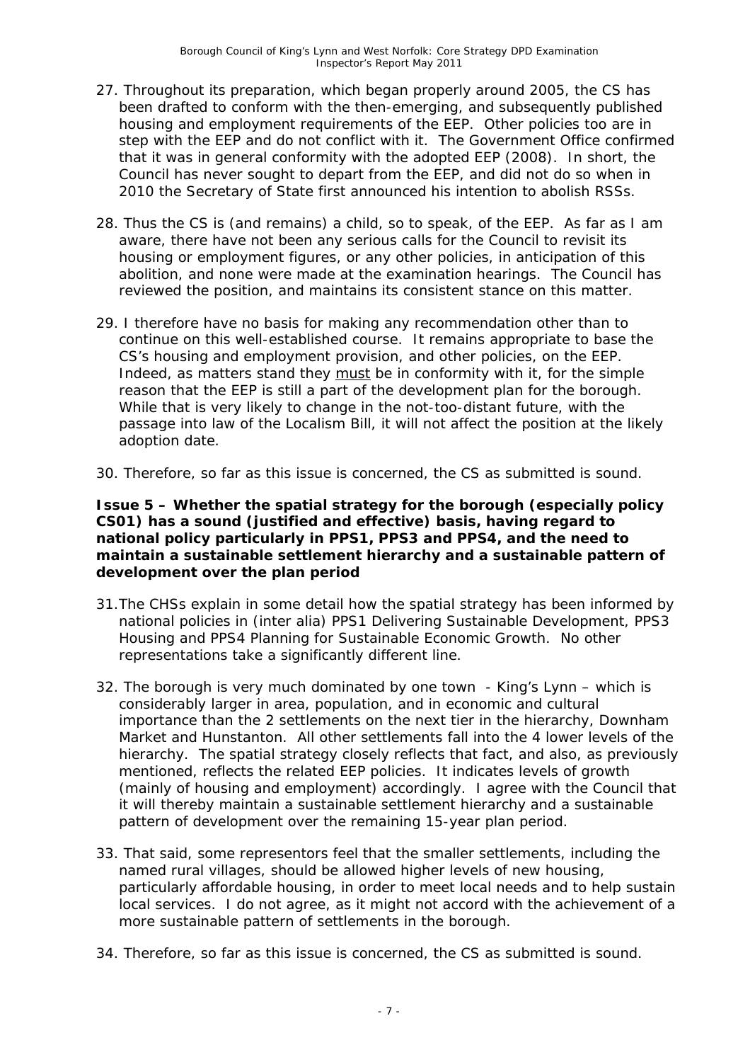27. Throughout its preparation, which began properly around 2005, the CS has been drafted to conform with the then-emerging, and subsequently published housing and employment requirements of the EEP. Other policies too are in step with the EEP and do not conflict with it. The Government Office confirmed that it was in general conformity with the adopted EEP (2008). In short, the Council has never sought to depart from the EEP, and did not do so when in 2010 the Secretary of State first announced his intention to abolish RSSs.

28. Thus the CS is (and remains) a child, so to speak, of the EEP. As far as I am aware, there have not been any serious calls for the Council to revisit its housing or employment figures, or any other policies, in anticipation of this abolition, and none were made at the examination hearings. The Council has reviewed the position, and maintains its consistent stance on this matter.

29. I therefore have no basis for making any recommendation other than to continue on this well-established course. It remains appropriate to base the CS's housing and employment provision, and other policies, on the EEP. Indeed, as matters stand they must be in conformity with it, for the simple reason that the EEP is still a part of the development plan for the borough. While that is very likely to change in the not-too-distant future, with the passage into law of the Localism Bill, it will not affect the position at the likely adoption date.

30. Therefore, so far as this issue is concerned, the CS as submitted is sound.

**Issue 5 – Whether the spatial strategy for the borough (especially policy CS01) has a sound (justified and effective) basis, having regard to national policy particularly in PPS1, PPS3 and PPS4, and the need to maintain a sustainable settlement hierarchy and a sustainable pattern of development over the plan period**

31. The CHSs explain in some detail how the spatial strategy has been informed by national policies in (inter alia) PPS1 Delivering Sustainable Development, PPS3 Housing and PPS4 Planning for Sustainable Economic Growth. No other representations take a significantly different line.

32. The borough is very much dominated by one town - King's Lynn – which is considerably larger in area, population, and in economic and cultural importance than the 2 settlements on the next tier in the hierarchy, Downham Market and Hunstanton. All other settlements fall into the 4 lower levels of the hierarchy. The spatial strategy closely reflects that fact, and also, as previously mentioned, reflects the related EEP policies. It indicates levels of growth (mainly of housing and employment) accordingly. I agree with the Council that it will thereby maintain a sustainable settlement hierarchy and a sustainable pattern of development over the remaining 15-year plan period.

33. That said, some representors feel that the smaller settlements, including the named rural villages, should be allowed higher levels of new housing, particularly affordable housing, in order to meet local needs and to help sustain local services. I do not agree, as it might not accord with the achievement of a more sustainable pattern of settlements in the borough.

34. Therefore, so far as this issue is concerned, the CS as submitted is sound.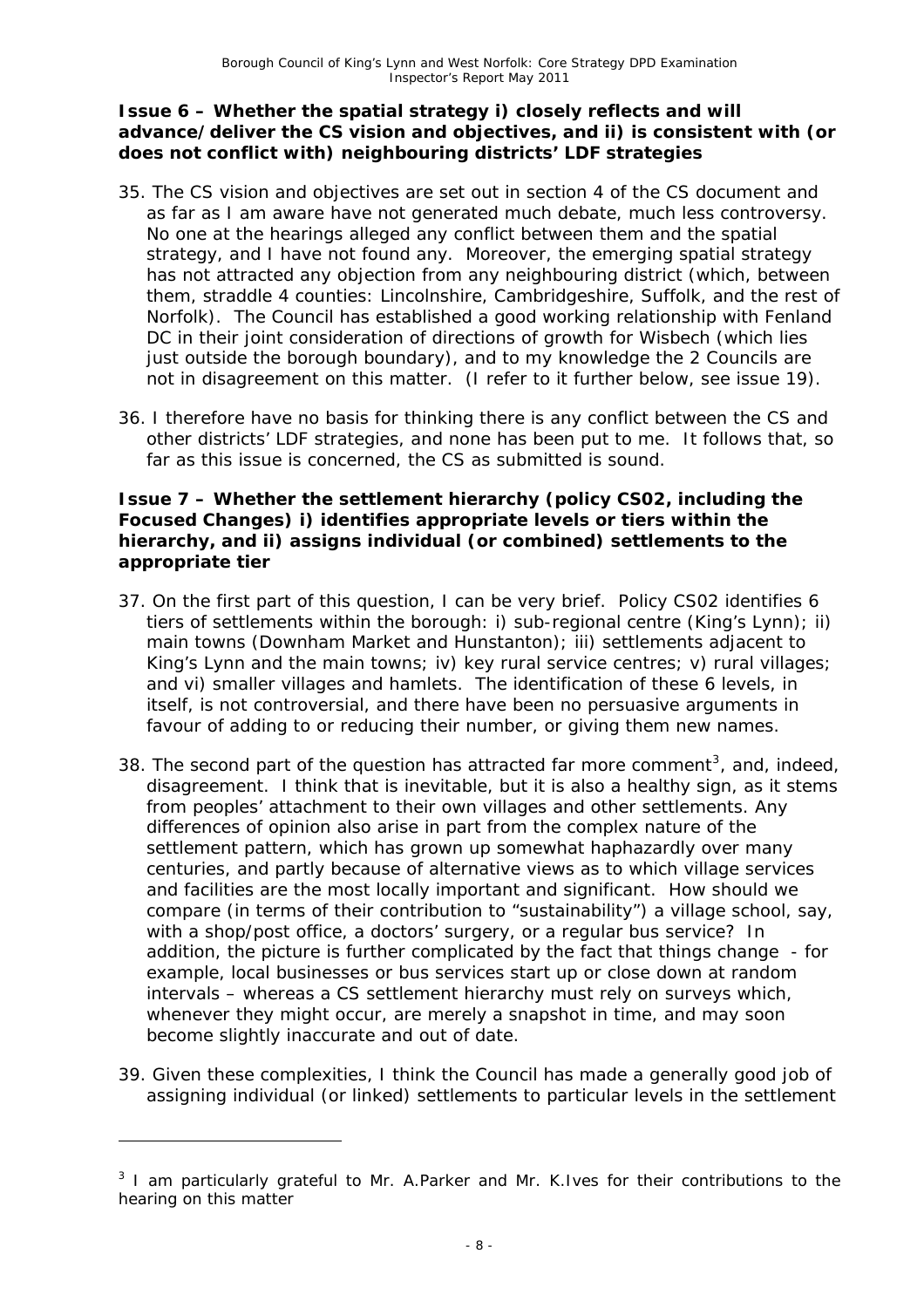**Issue 6 – Whether the spatial strategy i) closely reflects and will advance/deliver the CS vision and objectives, and ii) is consistent with (or does not conflict with) neighbouring districts' LDF strategies**

35. The CS vision and objectives are set out in section 4 of the CS document and as far as I am aware have not generated much debate, much less controversy. No one at the hearings alleged any conflict between them and the spatial strategy, and I have not found any. Moreover, the emerging spatial strategy has not attracted any objection from any neighbouring district (which, between them, straddle 4 counties: Lincolnshire, Cambridgeshire, Suffolk, and the rest of Norfolk). The Council has established a good working relationship with Fenland DC in their joint consideration of directions of growth for Wisbech (which lies just outside the borough boundary), and to my knowledge the 2 Councils are not in disagreement on this matter. (I refer to it further below, see issue 19).

36. I therefore have no basis for thinking there is any conflict between the CS and other districts' LDF strategies, and none has been put to me. It follows that, so far as this issue is concerned, the CS as submitted is sound.

**Issue 7 – Whether the settlement hierarchy (policy CS02, including the Focused Changes) i) identifies appropriate levels or tiers within the hierarchy, and ii) assigns individual (or combined) settlements to the appropriate tier**

37. On the first part of this question, I can be very brief. Policy CS02 identifies 6 tiers of settlements within the borough: i) sub-regional centre (King's Lynn); ii) main towns (Downham Market and Hunstanton); iii) settlements adjacent to King's Lynn and the main towns; iv) key rural service centres; v) rural villages; and vi) smaller villages and hamlets. The identification of these 6 levels, in itself, is not controversial, and there have been no persuasive arguments in favour of adding to or reducing their number, or giving them new names.

38. The second part of the question has attracted far more comment[3], and, indeed, disagreement. I think that is inevitable, but it is also a healthy sign, as it stems from peoples' attachment to their own villages and other settlements. Any differences of opinion also arise in part from the complex nature of the settlement pattern, which has grown up somewhat haphazardly over many centuries, and partly because of alternative views as to which village services and facilities are the most locally important and significant. How should we compare (in terms of their contribution to "sustainability") a village school, say, with a shop/post office, a doctors' surgery, or a regular bus service? In addition, the picture is further complicated by the fact that things change - for example, local businesses or bus services start up or close down at random intervals – whereas a CS settlement hierarchy must rely on surveys which, whenever they might occur, are merely a snapshot in time, and may soon become slightly inaccurate and out of date.

39. Given these complexities, I think the Council has made a generally good job of assigning individual (or linked) settlements to particular levels in the settlement

[3] I am particularly grateful to Mr. A.Parker and Mr. K.Ives for their contributions to the hearing on this matter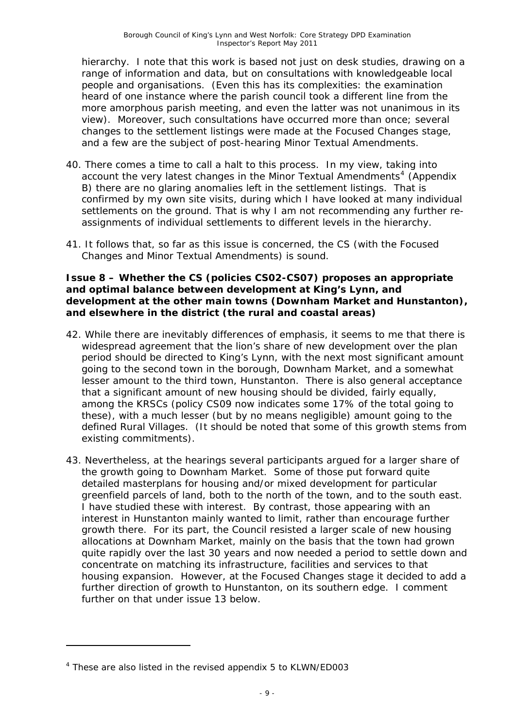hierarchy. I note that this work is based not just on desk studies, drawing on a range of information and data, but on consultations with knowledgeable local people and organisations. (Even this has its complexities: the examination heard of one instance where the parish council took a different line from the more amorphous parish meeting, and even the latter was not unanimous in its view). Moreover, such consultations have occurred more than once; several changes to the settlement listings were made at the Focused Changes stage, and a few are the subject of post-hearing Minor Textual Amendments.

40. There comes a time to call a halt to this process. In my view, taking into account the very latest changes in the Minor Textual Amendments[4] (Appendix B) there are no glaring anomalies left in the settlement listings. That is confirmed by my own site visits, during which I have looked at many individual settlements on the ground. That is why I am not recommending any further re-assignments of individual settlements to different levels in the hierarchy.

41. It follows that, so far as this issue is concerned, the CS (with the Focused Changes and Minor Textual Amendments) is sound.

**Issue 8 – Whether the CS (policies CS02-CS07) proposes an appropriate and optimal balance between development at King's Lynn, and development at the other main towns (Downham Market and Hunstanton), and elsewhere in the district (the rural and coastal areas)**

42. While there are inevitably differences of emphasis, it seems to me that there is widespread agreement that the lion's share of new development over the plan period should be directed to King's Lynn, with the next most significant amount going to the second town in the borough, Downham Market, and a somewhat lesser amount to the third town, Hunstanton. There is also general acceptance that a significant amount of new housing should be divided, fairly equally, among the KRSCs (policy CS09 now indicates some 17% of the total going to these), with a much lesser (but by no means negligible) amount going to the defined Rural Villages. (It should be noted that some of this growth stems from existing commitments).

43. Nevertheless, at the hearings several participants argued for a larger share of the growth going to Downham Market. Some of those put forward quite detailed masterplans for housing and/or mixed development for particular greenfield parcels of land, both to the north of the town, and to the south east. I have studied these with interest. By contrast, those appearing with an interest in Hunstanton mainly wanted to limit, rather than encourage further growth there. For its part, the Council resisted a larger scale of new housing allocations at Downham Market, mainly on the basis that the town had grown quite rapidly over the last 30 years and now needed a period to settle down and concentrate on matching its infrastructure, facilities and services to that housing expansion. However, at the Focused Changes stage it decided to add a further direction of growth to Hunstanton, on its southern edge. I comment further on that under issue 13 below.

---

[4] These are also listed in the revised appendix 5 to KLWN/ED003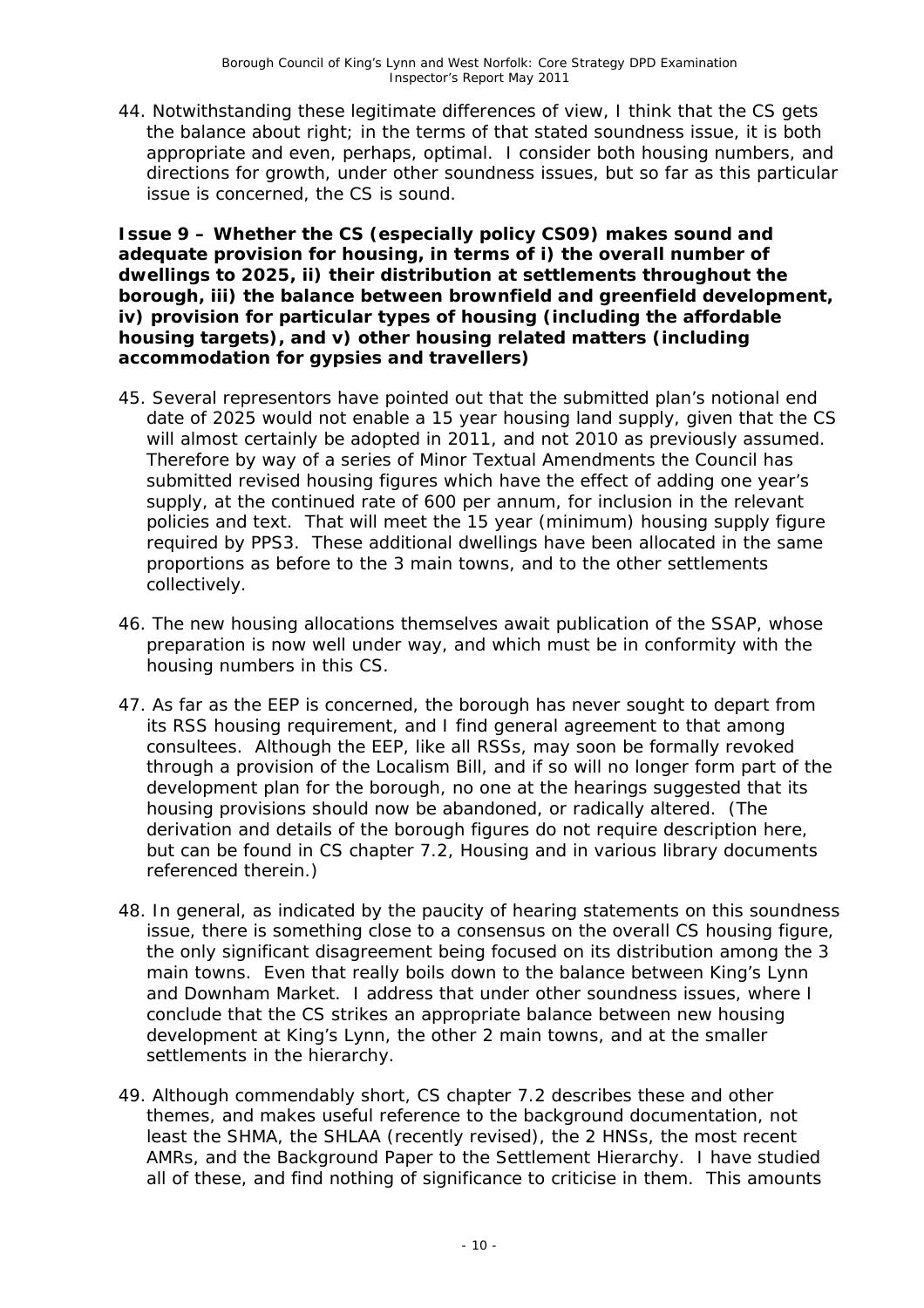44. Notwithstanding these legitimate differences of view, I think that the CS gets the balance about right; in the terms of that stated soundness issue, it is both appropriate and even, perhaps, optimal. I consider both housing numbers, and directions for growth, under other soundness issues, but so far as this particular issue is concerned, the CS is sound.

**Issue 9 – Whether the CS (especially policy CS09) makes sound and adequate provision for housing, in terms of i) the overall number of dwellings to 2025, ii) their distribution at settlements throughout the borough, iii) the balance between brownfield and greenfield development, iv) provision for particular types of housing (including the affordable housing targets), and v) other housing related matters (including accommodation for gypsies and travellers)**

45. Several representors have pointed out that the submitted plan's notional end date of 2025 would not enable a 15 year housing land supply, given that the CS will almost certainly be adopted in 2011, and not 2010 as previously assumed. Therefore by way of a series of Minor Textual Amendments the Council has submitted revised housing figures which have the effect of adding one year's supply, at the continued rate of 600 per annum, for inclusion in the relevant policies and text. That will meet the 15 year (minimum) housing supply figure required by PPS3. These additional dwellings have been allocated in the same proportions as before to the 3 main towns, and to the other settlements collectively.

46. The new housing allocations themselves await publication of the SSAP, whose preparation is now well under way, and which must be in conformity with the housing numbers in this CS.

47. As far as the EEP is concerned, the borough has never sought to depart from its RSS housing requirement, and I find general agreement to that among consultees. Although the EEP, like all RSSs, may soon be formally revoked through a provision of the Localism Bill, and if so will no longer form part of the development plan for the borough, no one at the hearings suggested that its housing provisions should now be abandoned, or radically altered. (The derivation and details of the borough figures do not require description here, but can be found in CS chapter 7.2, Housing and in various library documents referenced therein.)

48. In general, as indicated by the paucity of hearing statements on this soundness issue, there is something close to a consensus on the overall CS housing figure, the only significant disagreement being focused on its distribution among the 3 main towns. Even that really boils down to the balance between King's Lynn and Downham Market. I address that under other soundness issues, where I conclude that the CS strikes an appropriate balance between new housing development at King's Lynn, the other 2 main towns, and at the smaller settlements in the hierarchy.

49. Although commendably short, CS chapter 7.2 describes these and other themes, and makes useful reference to the background documentation, not least the SHMA, the SHLAA (recently revised), the 2 HNSs, the most recent AMRs, and the Background Paper to the Settlement Hierarchy. I have studied all of these, and find nothing of significance to criticise in them. This amounts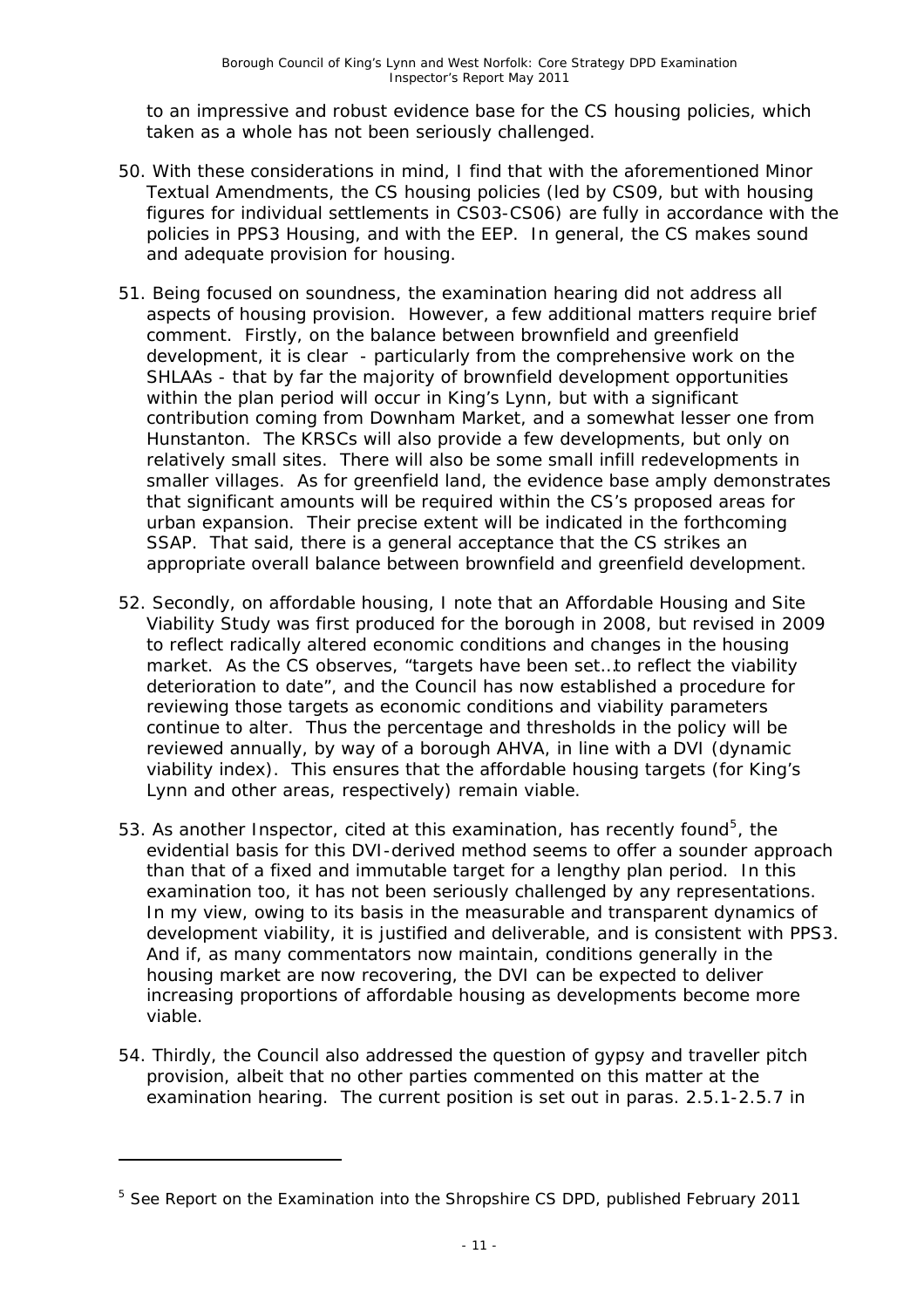to an impressive and robust evidence base for the CS housing policies, which taken as a whole has not been seriously challenged.

50. With these considerations in mind, I find that with the aforementioned Minor Textual Amendments, the CS housing policies (led by CS09, but with housing figures for individual settlements in CS03-CS06) are fully in accordance with the policies in PPS3 Housing, and with the EEP. In general, the CS makes sound and adequate provision for housing.

51. Being focused on soundness, the examination hearing did not address all aspects of housing provision. However, a few additional matters require brief comment. Firstly, on the balance between brownfield and greenfield development, it is clear - particularly from the comprehensive work on the SHLAAs - that by far the majority of brownfield development opportunities within the plan period will occur in King's Lynn, but with a significant contribution coming from Downham Market, and a somewhat lesser one from Hunstanton. The KRSCs will also provide a few developments, but only on relatively small sites. There will also be some small infill redevelopments in smaller villages. As for greenfield land, the evidence base amply demonstrates that significant amounts will be required within the CS's proposed areas for urban expansion. Their precise extent will be indicated in the forthcoming SSAP. That said, there is a general acceptance that the CS strikes an appropriate overall balance between brownfield and greenfield development.

52. Secondly, on affordable housing, I note that an Affordable Housing and Site Viability Study was first produced for the borough in 2008, but revised in 2009 to reflect radically altered economic conditions and changes in the housing market. As the CS observes, "targets have been set…to reflect the viability deterioration to date", and the Council has now established a procedure for reviewing those targets as economic conditions and viability parameters continue to alter. Thus the percentage and thresholds in the policy will be reviewed annually, by way of a borough AHVA, in line with a DVI (dynamic viability index). This ensures that the affordable housing targets (for King's Lynn and other areas, respectively) remain viable.

53. As another Inspector, cited at this examination, has recently found[5], the evidential basis for this DVI-derived method seems to offer a sounder approach than that of a fixed and immutable target for a lengthy plan period. In this examination too, it has not been seriously challenged by any representations. In my view, owing to its basis in the measurable and transparent dynamics of development viability, it is justified and deliverable, and is consistent with PPS3. And if, as many commentators now maintain, conditions generally in the housing market are now recovering, the DVI can be expected to deliver increasing proportions of affordable housing as developments become more viable.

54. Thirdly, the Council also addressed the question of gypsy and traveller pitch provision, albeit that no other parties commented on this matter at the examination hearing. The current position is set out in paras. 2.5.1-2.5.7 in

---

[5] See Report on the Examination into the Shropshire CS DPD, published February 2011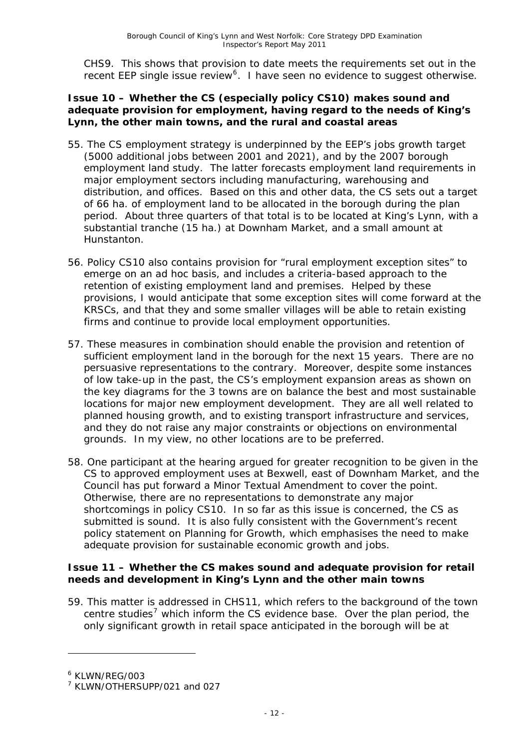CHS9. This shows that provision to date meets the requirements set out in the recent EEP single issue review[6]. I have seen no evidence to suggest otherwise.

**Issue 10 – Whether the CS (especially policy CS10) makes sound and adequate provision for employment, having regard to the needs of King's Lynn, the other main towns, and the rural and coastal areas**

55. The CS employment strategy is underpinned by the EEP's jobs growth target (5000 additional jobs between 2001 and 2021), and by the 2007 borough employment land study. The latter forecasts employment land requirements in major employment sectors including manufacturing, warehousing and distribution, and offices. Based on this and other data, the CS sets out a target of 66 ha. of employment land to be allocated in the borough during the plan period. About three quarters of that total is to be located at King's Lynn, with a substantial tranche (15 ha.) at Downham Market, and a small amount at Hunstanton.

56. Policy CS10 also contains provision for "rural employment exception sites" to emerge on an ad hoc basis, and includes a criteria-based approach to the retention of existing employment land and premises. Helped by these provisions, I would anticipate that some exception sites will come forward at the KRSCs, and that they and some smaller villages will be able to retain existing firms and continue to provide local employment opportunities.

57. These measures in combination should enable the provision and retention of sufficient employment land in the borough for the next 15 years. There are no persuasive representations to the contrary. Moreover, despite some instances of low take-up in the past, the CS's employment expansion areas as shown on the key diagrams for the 3 towns are on balance the best and most sustainable locations for major new employment development. They are all well related to planned housing growth, and to existing transport infrastructure and services, and they do not raise any major constraints or objections on environmental grounds. In my view, no other locations are to be preferred.

58. One participant at the hearing argued for greater recognition to be given in the CS to approved employment uses at Bexwell, east of Downham Market, and the Council has put forward a Minor Textual Amendment to cover the point. Otherwise, there are no representations to demonstrate any major shortcomings in policy CS10. In so far as this issue is concerned, the CS as submitted is sound. It is also fully consistent with the Government's recent policy statement on Planning for Growth, which emphasises the need to make adequate provision for sustainable economic growth and jobs.

**Issue 11 – Whether the CS makes sound and adequate provision for retail needs and development in King's Lynn and the other main towns**

59. This matter is addressed in CHS11, which refers to the background of the town centre studies[7] which inform the CS evidence base. Over the plan period, the only significant growth in retail space anticipated in the borough will be at

---

[6] KLWN/REG/003

[7] KLWN/OTHERSUPP/021 and 027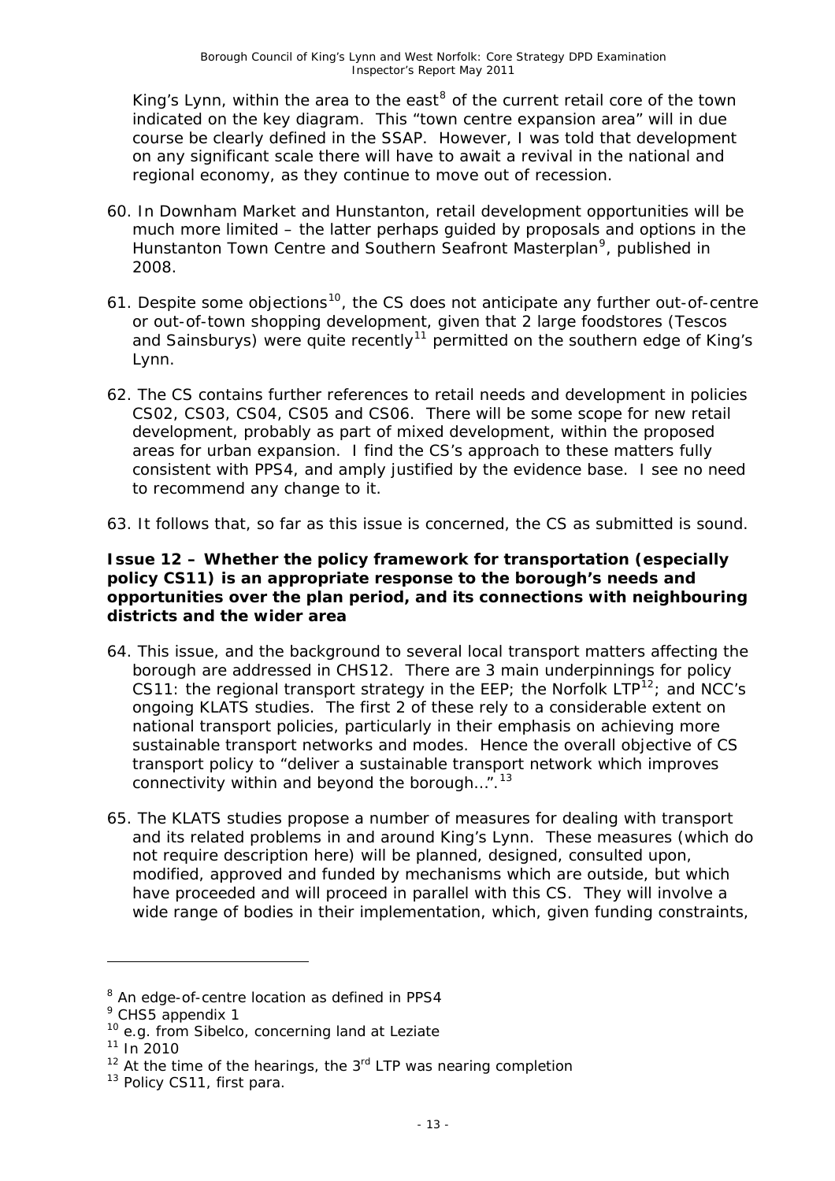King's Lynn, within the area to the east[8] of the current retail core of the town indicated on the key diagram. This "town centre expansion area" will in due course be clearly defined in the SSAP. However, I was told that development on any significant scale there will have to await a revival in the national and regional economy, as they continue to move out of recession.

60. In Downham Market and Hunstanton, retail development opportunities will be much more limited – the latter perhaps guided by proposals and options in the Hunstanton Town Centre and Southern Seafront Masterplan[9], published in 2008.

61. Despite some objections[10], the CS does not anticipate any further out-of-centre or out-of-town shopping development, given that 2 large foodstores (Tescos and Sainsburys) were quite recently[11] permitted on the southern edge of King's Lynn.

62. The CS contains further references to retail needs and development in policies CS02, CS03, CS04, CS05 and CS06. There will be some scope for new retail development, probably as part of mixed development, within the proposed areas for urban expansion. I find the CS's approach to these matters fully consistent with PPS4, and amply justified by the evidence base. I see no need to recommend any change to it.

63. It follows that, so far as this issue is concerned, the CS as submitted is sound.

**Issue 12 – Whether the policy framework for transportation (especially policy CS11) is an appropriate response to the borough's needs and opportunities over the plan period, and its connections with neighbouring districts and the wider area**

64. This issue, and the background to several local transport matters affecting the borough are addressed in CHS12. There are 3 main underpinnings for policy CS11: the regional transport strategy in the EEP; the Norfolk LTP[12]; and NCC's ongoing KLATS studies. The first 2 of these rely to a considerable extent on national transport policies, particularly in their emphasis on achieving more sustainable transport networks and modes. Hence the overall objective of CS transport policy to "deliver a sustainable transport network which improves connectivity within and beyond the borough…".[13]

65. The KLATS studies propose a number of measures for dealing with transport and its related problems in and around King's Lynn. These measures (which do not require description here) will be planned, designed, consulted upon, modified, approved and funded by mechanisms which are outside, but which have proceeded and will proceed in parallel with this CS. They will involve a wide range of bodies in their implementation, which, given funding constraints,

---

[8] An edge-of-centre location as defined in PPS4

[9] CHS5 appendix 1

[10] e.g. from Sibelco, concerning land at Leziate

[11] In 2010

[12] At the time of the hearings, the 3rd LTP was nearing completion

[13] Policy CS11, first para.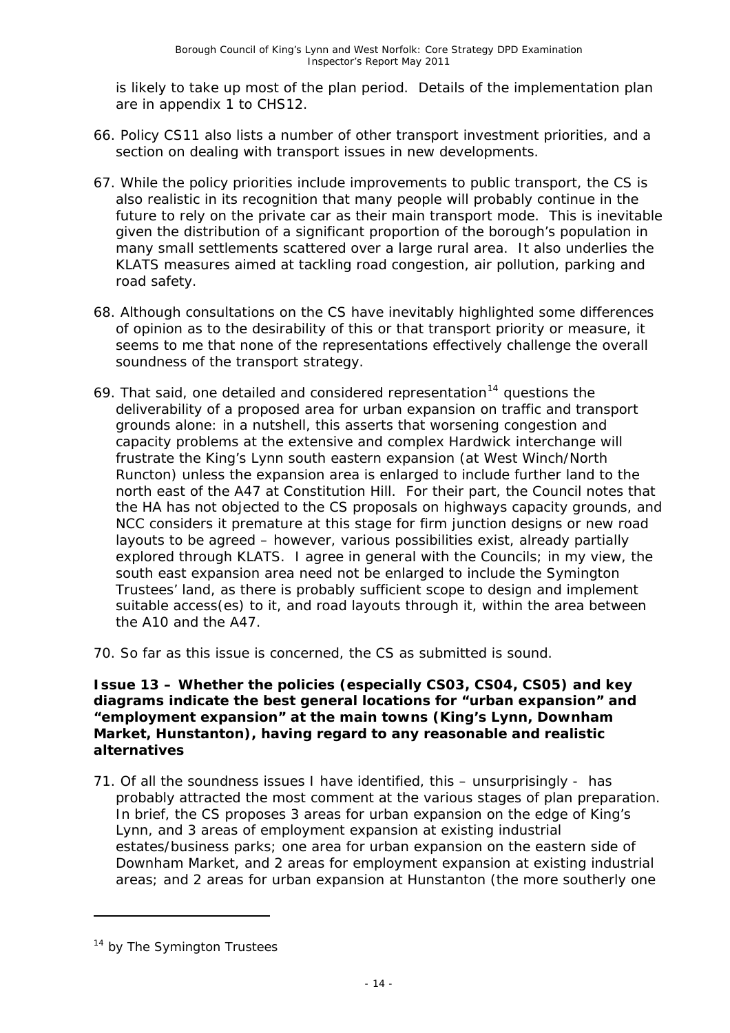is likely to take up most of the plan period. Details of the implementation plan are in appendix 1 to CHS12.

66. Policy CS11 also lists a number of other transport investment priorities, and a section on dealing with transport issues in new developments.

67. While the policy priorities include improvements to public transport, the CS is also realistic in its recognition that many people will probably continue in the future to rely on the private car as their main transport mode. This is inevitable given the distribution of a significant proportion of the borough's population in many small settlements scattered over a large rural area. It also underlies the KLATS measures aimed at tackling road congestion, air pollution, parking and road safety.

68. Although consultations on the CS have inevitably highlighted some differences of opinion as to the desirability of this or that transport priority or measure, it seems to me that none of the representations effectively challenge the overall soundness of the transport strategy.

69. That said, one detailed and considered representation[14] questions the deliverability of a proposed area for urban expansion on traffic and transport grounds alone: in a nutshell, this asserts that worsening congestion and capacity problems at the extensive and complex Hardwick interchange will frustrate the King's Lynn south eastern expansion (at West Winch/North Runcton) unless the expansion area is enlarged to include further land to the north east of the A47 at Constitution Hill. For their part, the Council notes that the HA has not objected to the CS proposals on highways capacity grounds, and NCC considers it premature at this stage for firm junction designs or new road layouts to be agreed – however, various possibilities exist, already partially explored through KLATS. I agree in general with the Councils; in my view, the south east expansion area need not be enlarged to include the Symington Trustees' land, as there is probably sufficient scope to design and implement suitable access(es) to it, and road layouts through it, within the area between the A10 and the A47.

70. So far as this issue is concerned, the CS as submitted is sound.

**Issue 13 – Whether the policies (especially CS03, CS04, CS05) and key diagrams indicate the best general locations for "urban expansion" and "employment expansion" at the main towns (King's Lynn, Downham Market, Hunstanton), having regard to any reasonable and realistic alternatives**

71. Of all the soundness issues I have identified, this – unsurprisingly - has probably attracted the most comment at the various stages of plan preparation. In brief, the CS proposes 3 areas for urban expansion on the edge of King's Lynn, and 3 areas of employment expansion at existing industrial estates/business parks; one area for urban expansion on the eastern side of Downham Market, and 2 areas for employment expansion at existing industrial areas; and 2 areas for urban expansion at Hunstanton (the more southerly one

[14] by The Symington Trustees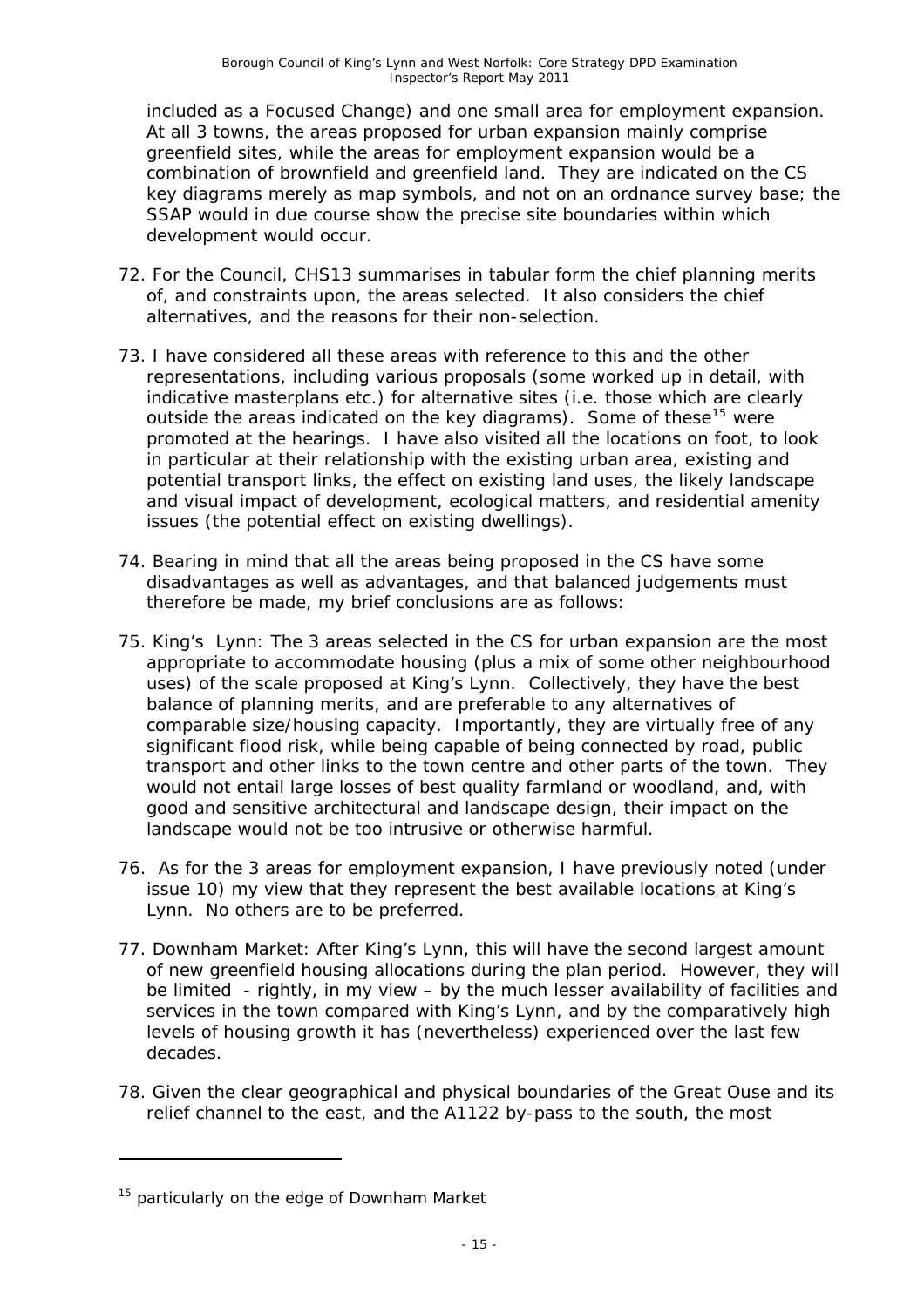included as a Focused Change) and one small area for employment expansion. At all 3 towns, the areas proposed for urban expansion mainly comprise greenfield sites, while the areas for employment expansion would be a combination of brownfield and greenfield land. They are indicated on the CS key diagrams merely as map symbols, and not on an ordnance survey base; the SSAP would in due course show the precise site boundaries within which development would occur.

72. For the Council, CHS13 summarises in tabular form the chief planning merits of, and constraints upon, the areas selected. It also considers the chief alternatives, and the reasons for their non-selection.

73. I have considered all these areas with reference to this and the other representations, including various proposals (some worked up in detail, with indicative masterplans etc.) for alternative sites (i.e. those which are clearly outside the areas indicated on the key diagrams). Some of these[15] were promoted at the hearings. I have also visited all the locations on foot, to look in particular at their relationship with the existing urban area, existing and potential transport links, the effect on existing land uses, the likely landscape and visual impact of development, ecological matters, and residential amenity issues (the potential effect on existing dwellings).

74. Bearing in mind that all the areas being proposed in the CS have some disadvantages as well as advantages, and that balanced judgements must therefore be made, my brief conclusions are as follows:

75. King's Lynn: The 3 areas selected in the CS for urban expansion are the most appropriate to accommodate housing (plus a mix of some other neighbourhood uses) of the scale proposed at King's Lynn. Collectively, they have the best balance of planning merits, and are preferable to any alternatives of comparable size/housing capacity. Importantly, they are virtually free of any significant flood risk, while being capable of being connected by road, public transport and other links to the town centre and other parts of the town. They would not entail large losses of best quality farmland or woodland, and, with good and sensitive architectural and landscape design, their impact on the landscape would not be too intrusive or otherwise harmful.

76. As for the 3 areas for employment expansion, I have previously noted (under issue 10) my view that they represent the best available locations at King's Lynn. No others are to be preferred.

77. Downham Market: After King's Lynn, this will have the second largest amount of new greenfield housing allocations during the plan period. However, they will be limited - rightly, in my view – by the much lesser availability of facilities and services in the town compared with King's Lynn, and by the comparatively high levels of housing growth it has (nevertheless) experienced over the last few decades.

78. Given the clear geographical and physical boundaries of the Great Ouse and its relief channel to the east, and the A1122 by-pass to the south, the most

---

[15] particularly on the edge of Downham Market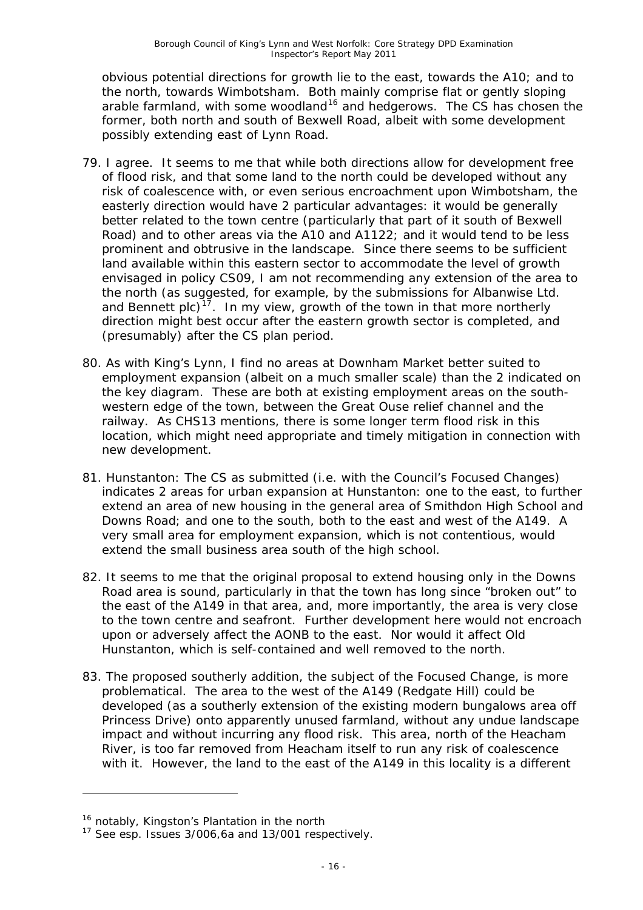obvious potential directions for growth lie to the east, towards the A10; and to the north, towards Wimbotsham. Both mainly comprise flat or gently sloping arable farmland, with some woodland[16] and hedgerows. The CS has chosen the former, both north and south of Bexwell Road, albeit with some development possibly extending east of Lynn Road.

79. I agree. It seems to me that while both directions allow for development free of flood risk, and that some land to the north could be developed without any risk of coalescence with, or even serious encroachment upon Wimbotsham, the easterly direction would have 2 particular advantages: it would be generally better related to the town centre (particularly that part of it south of Bexwell Road) and to other areas via the A10 and A1122; and it would tend to be less prominent and obtrusive in the landscape. Since there seems to be sufficient land available within this eastern sector to accommodate the level of growth envisaged in policy CS09, I am not recommending any extension of the area to the north (as suggested, for example, by the submissions for Albanwise Ltd. and Bennett plc)[17]. In my view, growth of the town in that more northerly direction might best occur after the eastern growth sector is completed, and (presumably) after the CS plan period.

80. As with King's Lynn, I find no areas at Downham Market better suited to employment expansion (albeit on a much smaller scale) than the 2 indicated on the key diagram. These are both at existing employment areas on the south-western edge of the town, between the Great Ouse relief channel and the railway. As CHS13 mentions, there is some longer term flood risk in this location, which might need appropriate and timely mitigation in connection with new development.

81. *Hunstanton*: The CS as submitted (i.e. with the Council's Focused Changes) indicates 2 areas for urban expansion at Hunstanton: one to the east, to further extend an area of new housing in the general area of Smithdon High School and Downs Road; and one to the south, both to the east and west of the A149. A very small area for employment expansion, which is not contentious, would extend the small business area south of the high school.

82. It seems to me that the original proposal to extend housing only in the Downs Road area is sound, particularly in that the town has long since "broken out" to the east of the A149 in that area, and, more importantly, the area is very close to the town centre and seafront. Further development here would not encroach upon or adversely affect the AONB to the east. Nor would it affect Old Hunstanton, which is self-contained and well removed to the north.

83. The proposed southerly addition, the subject of the Focused Change, is more problematical. The area to the west of the A149 (Redgate Hill) could be developed (as a southerly extension of the existing modern bungalows area off Princess Drive) onto apparently unused farmland, without any undue landscape impact and without incurring any flood risk. This area, north of the Heacham River, is too far removed from Heacham itself to run any risk of coalescence with it. However, the land to the east of the A149 in this locality is a different

---

[16] notably, Kingston's Plantation in the north

[17] See esp. Issues 3/006,6a and 13/001 respectively.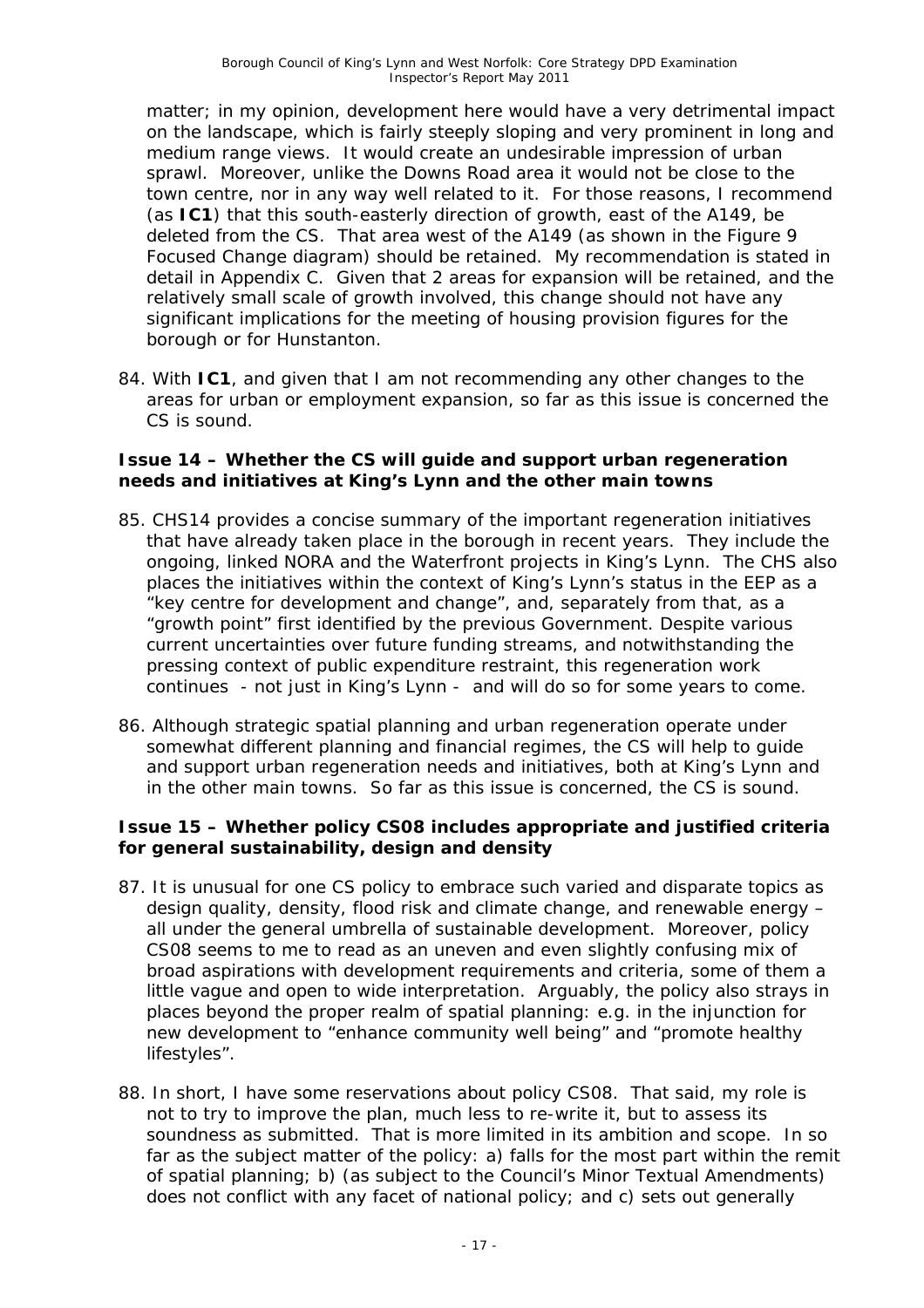matter; in my opinion, development here would have a very detrimental impact on the landscape, which is fairly steeply sloping and very prominent in long and medium range views. It would create an undesirable impression of urban sprawl. Moreover, unlike the Downs Road area it would not be close to the town centre, nor in any way well related to it. For those reasons, I recommend (as **IC1**) that this south-easterly direction of growth, east of the A149, be deleted from the CS. That area west of the A149 (as shown in the Figure 9 Focused Change diagram) should be retained. My recommendation is stated in detail in Appendix C. Given that 2 areas for expansion will be retained, and the relatively small scale of growth involved, this change should not have any significant implications for the meeting of housing provision figures for the borough or for Hunstanton.

84. With **IC1**, and given that I am not recommending any other changes to the areas for urban or employment expansion, so far as this issue is concerned the CS is sound.

**Issue 14 – Whether the CS will guide and support urban regeneration needs and initiatives at King's Lynn and the other main towns**

85. CHS14 provides a concise summary of the important regeneration initiatives that have already taken place in the borough in recent years. They include the ongoing, linked NORA and the Waterfront projects in King's Lynn. The CHS also places the initiatives within the context of King's Lynn's status in the EEP as a "key centre for development and change", and, separately from that, as a "growth point" first identified by the previous Government. Despite various current uncertainties over future funding streams, and notwithstanding the pressing context of public expenditure restraint, this regeneration work continues - not just in King's Lynn - and will do so for some years to come.

86. Although strategic spatial planning and urban regeneration operate under somewhat different planning and financial regimes, the CS will help to guide and support urban regeneration needs and initiatives, both at King's Lynn and in the other main towns. So far as this issue is concerned, the CS is sound.

**Issue 15 – Whether policy CS08 includes appropriate and justified criteria for general sustainability, design and density**

87. It is unusual for one CS policy to embrace such varied and disparate topics as design quality, density, flood risk and climate change, and renewable energy – all under the general umbrella of sustainable development. Moreover, policy CS08 seems to me to read as an uneven and even slightly confusing mix of broad aspirations with development requirements and criteria, some of them a little vague and open to wide interpretation. Arguably, the policy also strays in places beyond the proper realm of spatial planning: e.g. in the injunction for new development to "enhance community well being" and "promote healthy lifestyles".

88. In short, I have some reservations about policy CS08. That said, my role is not to try to improve the plan, much less to re-write it, but to assess its soundness as submitted. That is more limited in its ambition and scope. In so far as the subject matter of the policy: a) falls for the most part within the remit of spatial planning; b) (as subject to the Council's Minor Textual Amendments) does not conflict with any facet of national policy; and c) sets out generally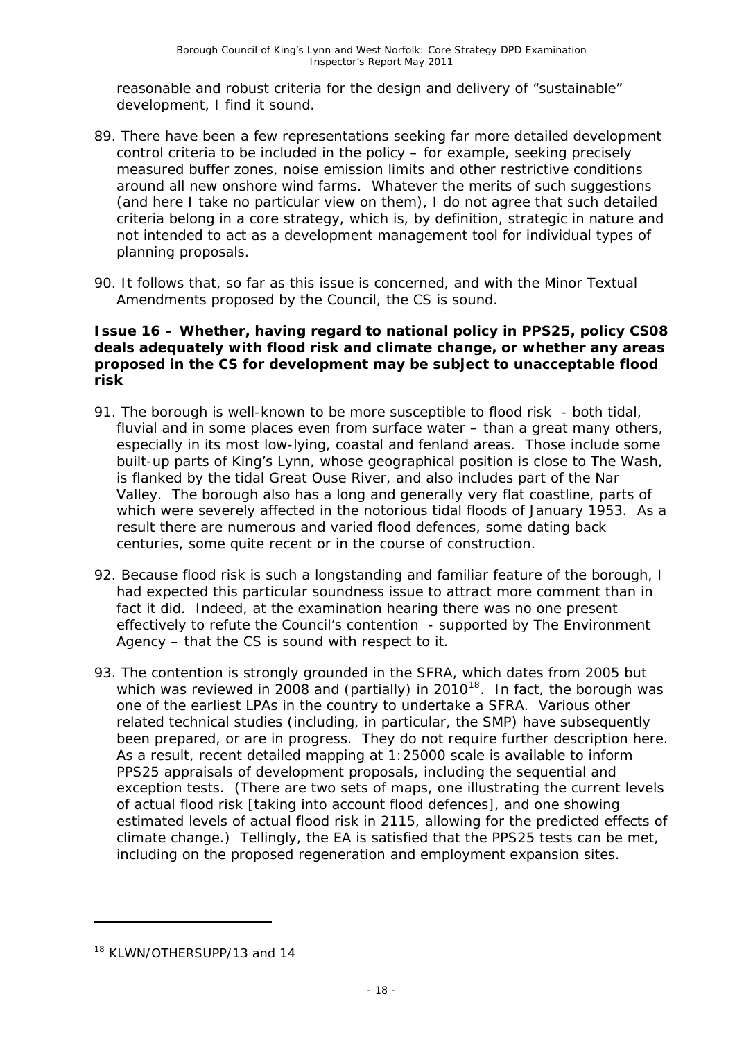reasonable and robust criteria for the design and delivery of "sustainable" development, I find it sound.

89. There have been a few representations seeking far more detailed development control criteria to be included in the policy – for example, seeking precisely measured buffer zones, noise emission limits and other restrictive conditions around all new onshore wind farms. Whatever the merits of such suggestions (and here I take no particular view on them), I do not agree that such detailed criteria belong in a core strategy, which is, by definition, strategic in nature and not intended to act as a development management tool for individual types of planning proposals.

90. It follows that, so far as this issue is concerned, and with the Minor Textual Amendments proposed by the Council, the CS is sound.

**Issue 16 – Whether, having regard to national policy in PPS25, policy CS08 deals adequately with flood risk and climate change, or whether any areas proposed in the CS for development may be subject to unacceptable flood risk**

91. The borough is well-known to be more susceptible to flood risk - both tidal, fluvial and in some places even from surface water – than a great many others, especially in its most low-lying, coastal and fenland areas. Those include some built-up parts of King's Lynn, whose geographical position is close to The Wash, is flanked by the tidal Great Ouse River, and also includes part of the Nar Valley. The borough also has a long and generally very flat coastline, parts of which were severely affected in the notorious tidal floods of January 1953. As a result there are numerous and varied flood defences, some dating back centuries, some quite recent or in the course of construction.

92. Because flood risk is such a longstanding and familiar feature of the borough, I had expected this particular soundness issue to attract more comment than in fact it did. Indeed, at the examination hearing there was no one present effectively to refute the Council's contention - supported by The Environment Agency – that the CS is sound with respect to it.

93. The contention is strongly grounded in the SFRA, which dates from 2005 but which was reviewed in 2008 and (partially) in 2010[18]. In fact, the borough was one of the earliest LPAs in the country to undertake a SFRA. Various other related technical studies (including, in particular, the SMP) have subsequently been prepared, or are in progress. They do not require further description here. As a result, recent detailed mapping at 1:25000 scale is available to inform PPS25 appraisals of development proposals, including the sequential and exception tests. (There are two sets of maps, one illustrating the current levels of actual flood risk [taking into account flood defences], and one showing estimated levels of actual flood risk in 2115, allowing for the predicted effects of climate change.) Tellingly, the EA is satisfied that the PPS25 tests can be met, including on the proposed regeneration and employment expansion sites.

---

[18] KLWN/OTHERSUPP/13 and 14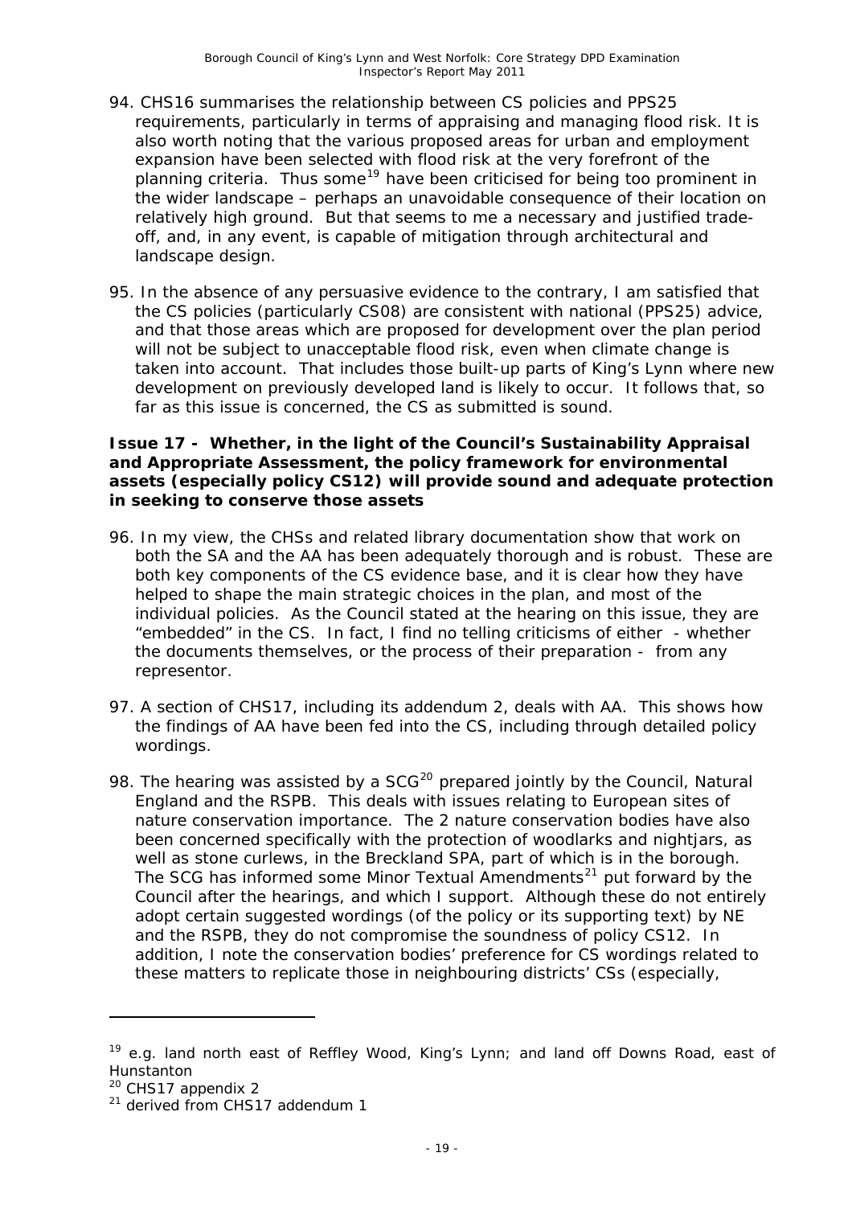94. CHS16 summarises the relationship between CS policies and PPS25 requirements, particularly in terms of appraising and managing flood risk. It is also worth noting that the various proposed areas for urban and employment expansion have been selected with flood risk at the very forefront of the planning criteria. Thus some[19] have been criticised for being too prominent in the wider landscape – perhaps an unavoidable consequence of their location on relatively high ground. But that seems to me a necessary and justified trade-off, and, in any event, is capable of mitigation through architectural and landscape design.

95. In the absence of any persuasive evidence to the contrary, I am satisfied that the CS policies (particularly CS08) are consistent with national (PPS25) advice, and that those areas which are proposed for development over the plan period will not be subject to unacceptable flood risk, even when climate change is taken into account. That includes those built-up parts of King's Lynn where new development on previously developed land is likely to occur. It follows that, so far as this issue is concerned, the CS as submitted is sound.

**Issue 17 - Whether, in the light of the Council's Sustainability Appraisal and Appropriate Assessment, the policy framework for environmental assets (especially policy CS12) will provide sound and adequate protection in seeking to conserve those assets**

96. In my view, the CHSs and related library documentation show that work on both the SA and the AA has been adequately thorough and is robust. These are both key components of the CS evidence base, and it is clear how they have helped to shape the main strategic choices in the plan, and most of the individual policies. As the Council stated at the hearing on this issue, they are "embedded" in the CS. In fact, I find no telling criticisms of either - whether the documents themselves, or the process of their preparation - from any representor.

97. A section of CHS17, including its addendum 2, deals with AA. This shows how the findings of AA have been fed into the CS, including through detailed policy wordings.

98. The hearing was assisted by a SCG[20] prepared jointly by the Council, Natural England and the RSPB. This deals with issues relating to European sites of nature conservation importance. The 2 nature conservation bodies have also been concerned specifically with the protection of woodlarks and nightjars, as well as stone curlews, in the Breckland SPA, part of which is in the borough. The SCG has informed some Minor Textual Amendments[21] put forward by the Council after the hearings, and which I support. Although these do not entirely adopt certain suggested wordings (of the policy or its supporting text) by NE and the RSPB, they do not compromise the soundness of policy CS12. In addition, I note the conservation bodies' preference for CS wordings related to these matters to replicate those in neighbouring districts' CSs (especially,

---

[19] e.g. land north east of Reffley Wood, King's Lynn; and land off Downs Road, east of Hunstanton

[20] CHS17 appendix 2

[21] derived from CHS17 addendum 1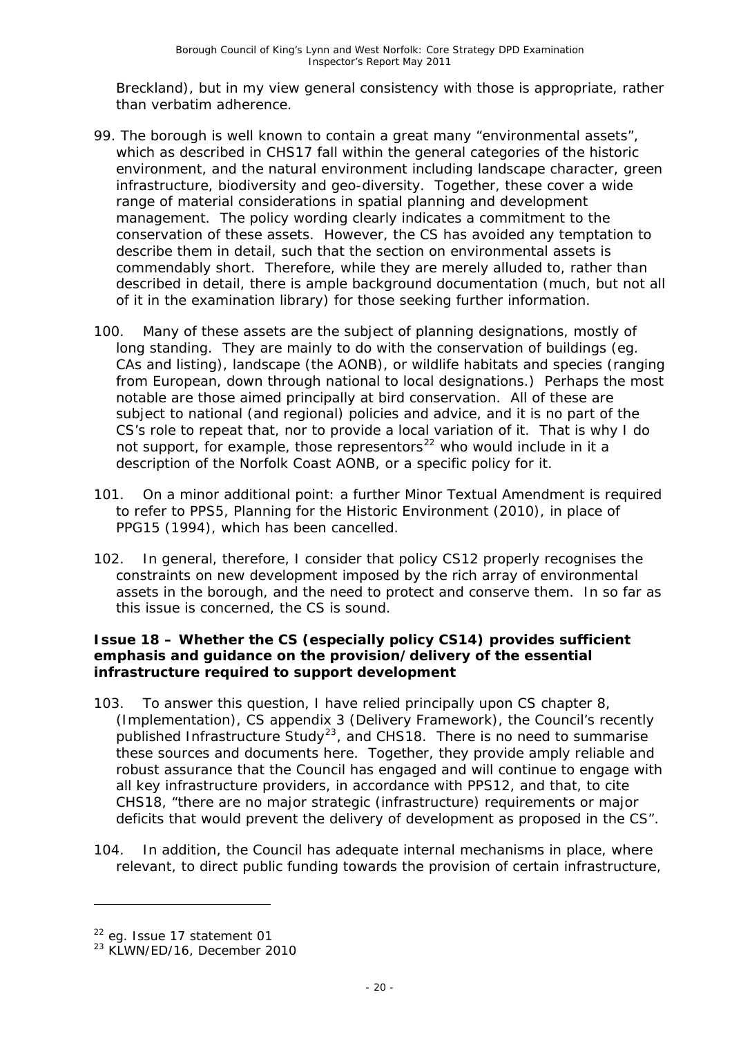Breckland), but in my view general consistency with those is appropriate, rather than verbatim adherence.

99. The borough is well known to contain a great many "environmental assets", which as described in CHS17 fall within the general categories of the historic environment, and the natural environment including landscape character, green infrastructure, biodiversity and geo-diversity. Together, these cover a wide range of material considerations in spatial planning and development management. The policy wording clearly indicates a commitment to the conservation of these assets. However, the CS has avoided any temptation to describe them in detail, such that the section on environmental assets is commendably short. Therefore, while they are merely alluded to, rather than described in detail, there is ample background documentation (much, but not all of it in the examination library) for those seeking further information.

100. Many of these assets are the subject of planning designations, mostly of long standing. They are mainly to do with the conservation of buildings (eg. CAs and listing), landscape (the AONB), or wildlife habitats and species (ranging from European, down through national to local designations.) Perhaps the most notable are those aimed principally at bird conservation. All of these are subject to national (and regional) policies and advice, and it is no part of the CS's role to repeat that, nor to provide a local variation of it. That is why I do not support, for example, those representors[22] who would include in it a description of the Norfolk Coast AONB, or a specific policy for it.

101. On a minor additional point: a further Minor Textual Amendment is required to refer to PPS5, Planning for the Historic Environment (2010), in place of PPG15 (1994), which has been cancelled.

102. In general, therefore, I consider that policy CS12 properly recognises the constraints on new development imposed by the rich array of environmental assets in the borough, and the need to protect and conserve them. In so far as this issue is concerned, the CS is sound.

**Issue 18 – Whether the CS (especially policy CS14) provides sufficient emphasis and guidance on the provision/delivery of the essential infrastructure required to support development**

103. To answer this question, I have relied principally upon CS chapter 8, (Implementation), CS appendix 3 (Delivery Framework), the Council's recently published Infrastructure Study[23], and CHS18. There is no need to summarise these sources and documents here. Together, they provide amply reliable and robust assurance that the Council has engaged and will continue to engage with all key infrastructure providers, in accordance with PPS12, and that, to cite CHS18, "there are no major strategic (infrastructure) requirements or major deficits that would prevent the delivery of development as proposed in the CS".

104. In addition, the Council has adequate internal mechanisms in place, where relevant, to direct public funding towards the provision of certain infrastructure,

---

[22] eg. Issue 17 statement 01

[23] KLWN/ED/16, December 2010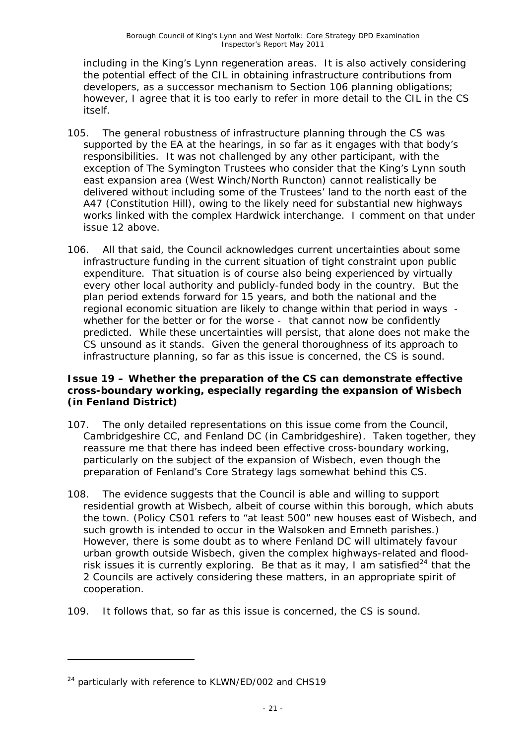including in the King's Lynn regeneration areas. It is also actively considering the potential effect of the CIL in obtaining infrastructure contributions from developers, as a successor mechanism to Section 106 planning obligations; however, I agree that it is too early to refer in more detail to the CIL in the CS itself.

105. The general robustness of infrastructure planning through the CS was supported by the EA at the hearings, in so far as it engages with that body's responsibilities. It was not challenged by any other participant, with the exception of The Symington Trustees who consider that the King's Lynn south east expansion area (West Winch/North Runcton) cannot realistically be delivered without including some of the Trustees' land to the north east of the A47 (Constitution Hill), owing to the likely need for substantial new highways works linked with the complex Hardwick interchange. I comment on that under issue 12 above.

106. All that said, the Council acknowledges current uncertainties about some infrastructure funding in the current situation of tight constraint upon public expenditure. That situation is of course also being experienced by virtually every other local authority and publicly-funded body in the country. But the plan period extends forward for 15 years, and both the national and the regional economic situation are likely to change within that period in ways - whether for the better or for the worse - that cannot now be confidently predicted. While these uncertainties will persist, that alone does not make the CS unsound as it stands. Given the general thoroughness of its approach to infrastructure planning, so far as this issue is concerned, the CS is sound.

**Issue 19 – Whether the preparation of the CS can demonstrate effective cross-boundary working, especially regarding the expansion of Wisbech (in Fenland District)**

107. The only detailed representations on this issue come from the Council, Cambridgeshire CC, and Fenland DC (in Cambridgeshire). Taken together, they reassure me that there has indeed been effective cross-boundary working, particularly on the subject of the expansion of Wisbech, even though the preparation of Fenland's Core Strategy lags somewhat behind this CS.

108. The evidence suggests that the Council is able and willing to support residential growth at Wisbech, albeit of course within this borough, which abuts the town. (Policy CS01 refers to "at least 500" new houses east of Wisbech, and such growth is intended to occur in the Walsoken and Emneth parishes.) However, there is some doubt as to where Fenland DC will ultimately favour urban growth outside Wisbech, given the complex highways-related and flood-risk issues it is currently exploring. Be that as it may, I am satisfied[24] that the 2 Councils are actively considering these matters, in an appropriate spirit of cooperation.

109. It follows that, so far as this issue is concerned, the CS is sound.

---

[24] particularly with reference to KLWN/ED/002 and CHS19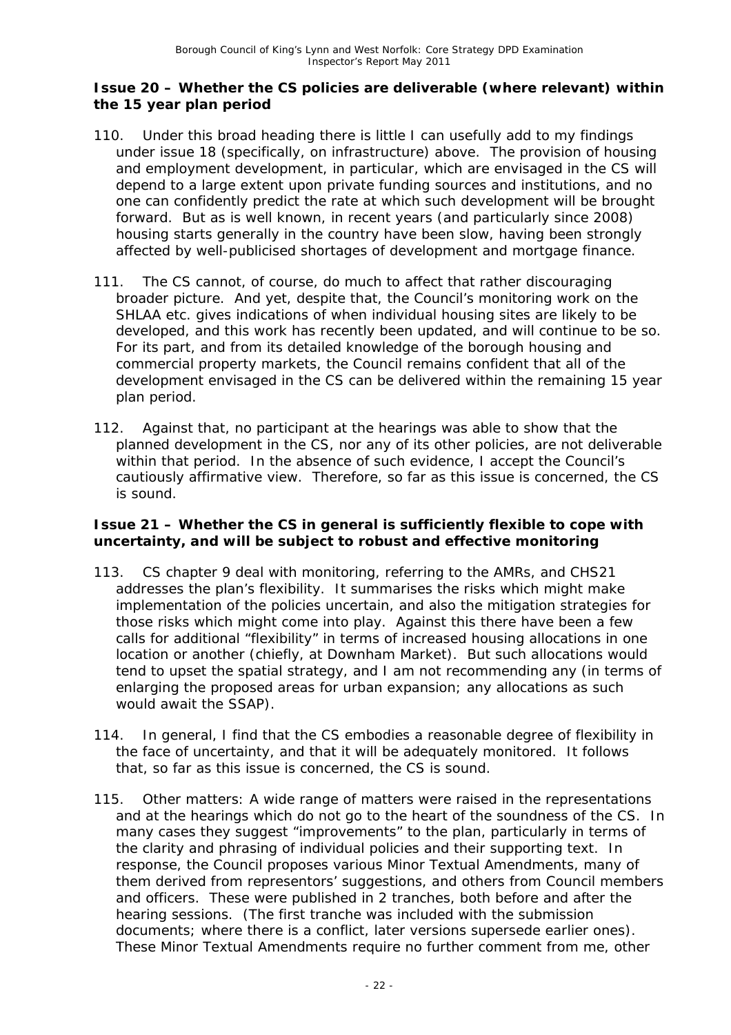**Issue 20 – Whether the CS policies are deliverable (where relevant) within the 15 year plan period**

110. Under this broad heading there is little I can usefully add to my findings under issue 18 (specifically, on infrastructure) above. The provision of housing and employment development, in particular, which are envisaged in the CS will depend to a large extent upon private funding sources and institutions, and no one can confidently predict the rate at which such development will be brought forward. But as is well known, in recent years (and particularly since 2008) housing starts generally in the country have been slow, having been strongly affected by well-publicised shortages of development and mortgage finance.

111. The CS cannot, of course, do much to affect that rather discouraging broader picture. And yet, despite that, the Council's monitoring work on the SHLAA etc. gives indications of when individual housing sites are likely to be developed, and this work has recently been updated, and will continue to be so. For its part, and from its detailed knowledge of the borough housing and commercial property markets, the Council remains confident that all of the development envisaged in the CS can be delivered within the remaining 15 year plan period.

112. Against that, no participant at the hearings was able to show that the planned development in the CS, nor any of its other policies, are not deliverable within that period. In the absence of such evidence, I accept the Council's cautiously affirmative view. Therefore, so far as this issue is concerned, the CS is sound.

**Issue 21 – Whether the CS in general is sufficiently flexible to cope with uncertainty, and will be subject to robust and effective monitoring**

113. CS chapter 9 deal with monitoring, referring to the AMRs, and CHS21 addresses the plan's flexibility. It summarises the risks which might make implementation of the policies uncertain, and also the mitigation strategies for those risks which might come into play. Against this there have been a few calls for additional "flexibility" in terms of increased housing allocations in one location or another (chiefly, at Downham Market). But such allocations would tend to upset the spatial strategy, and I am not recommending any (in terms of enlarging the proposed areas for urban expansion; any allocations as such would await the SSAP).

114. In general, I find that the CS embodies a reasonable degree of flexibility in the face of uncertainty, and that it will be adequately monitored. It follows that, so far as this issue is concerned, the CS is sound.

115. Other matters: A wide range of matters were raised in the representations and at the hearings which do not go to the heart of the soundness of the CS. In many cases they suggest "improvements" to the plan, particularly in terms of the clarity and phrasing of individual policies and their supporting text. In response, the Council proposes various Minor Textual Amendments, many of them derived from representors' suggestions, and others from Council members and officers. These were published in 2 tranches, both before and after the hearing sessions. (The first tranche was included with the submission documents; where there is a conflict, later versions supersede earlier ones). These Minor Textual Amendments require no further comment from me, other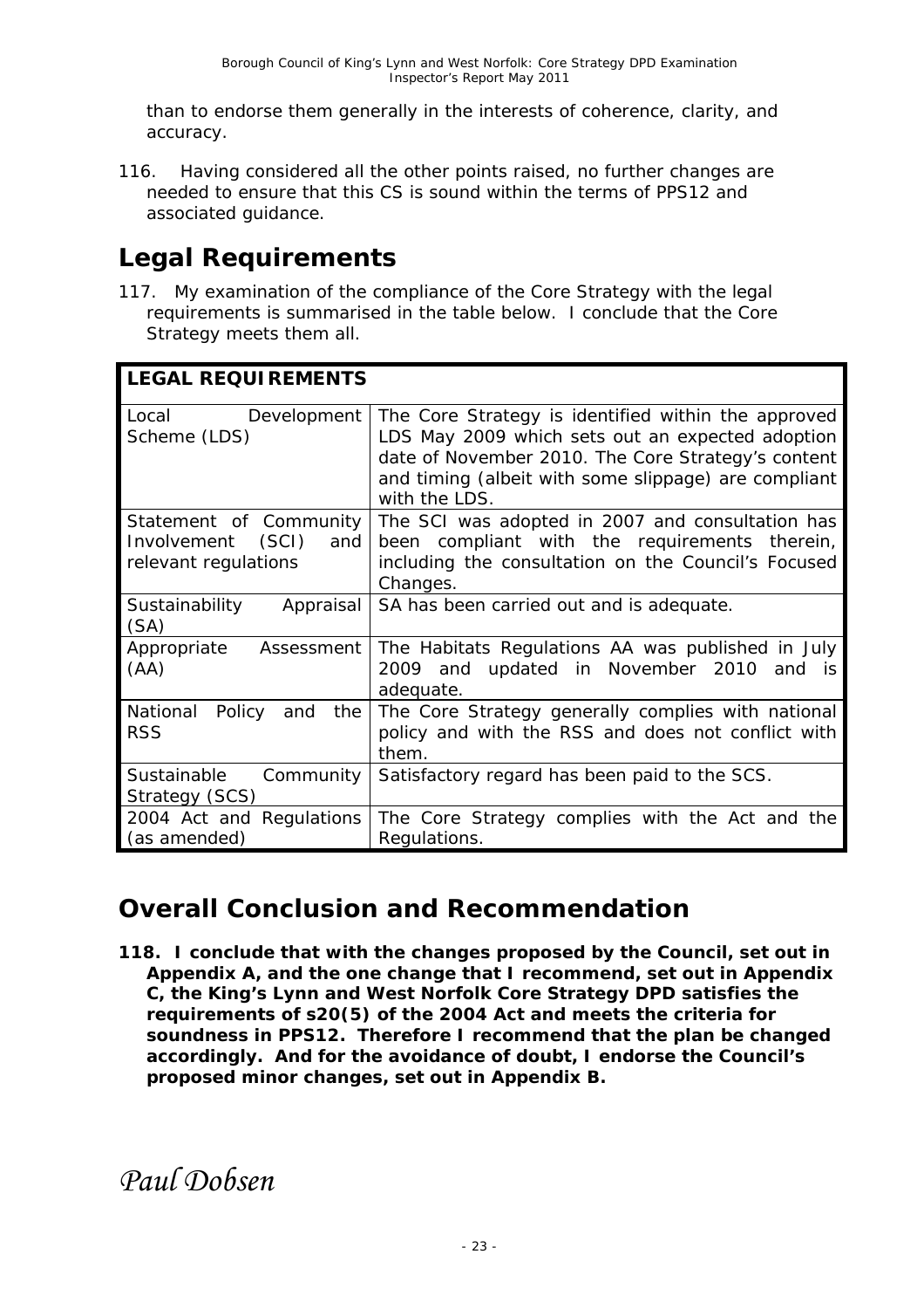than to endorse them generally in the interests of coherence, clarity, and accuracy.

116. Having considered all the other points raised, no further changes are needed to ensure that this CS is sound within the terms of PPS12 and associated guidance.

## Legal Requirements

117. My examination of the compliance of the Core Strategy with the legal requirements is summarised in the table below. I conclude that the Core Strategy meets them all.

| **LEGAL REQUIREMENTS** | |
|---|---|
| Local Development Scheme (LDS) | The Core Strategy is identified within the approved LDS May 2009 which sets out an expected adoption date of November 2010. The Core Strategy's content and timing (albeit with some slippage) are compliant with the LDS. |
| Statement of Community Involvement (SCI) and relevant regulations | The SCI was adopted in 2007 and consultation has been compliant with the requirements therein, including the consultation on the Council's Focused Changes. |
| Sustainability Appraisal (SA) | SA has been carried out and is adequate. |
| Appropriate Assessment (AA) | The Habitats Regulations AA was published in July 2009 and updated in November 2010 and is adequate. |
| National Policy and the RSS | The Core Strategy generally complies with national policy and with the RSS and does not conflict with them. |
| Sustainable Community Strategy (SCS) | Satisfactory regard has been paid to the SCS. |
| 2004 Act and Regulations (as amended) | The Core Strategy complies with the Act and the Regulations. |

## Overall Conclusion and Recommendation

**118. I conclude that with the changes proposed by the Council, set out in Appendix A, and the one change that I recommend, set out in Appendix C, the King's Lynn and West Norfolk Core Strategy DPD satisfies the requirements of s20(5) of the 2004 Act and meets the criteria for soundness in PPS12. Therefore I recommend that the plan be changed accordingly. And for the avoidance of doubt, I endorse the Council's proposed minor changes, set out in Appendix B.**

*Paul Dobsen*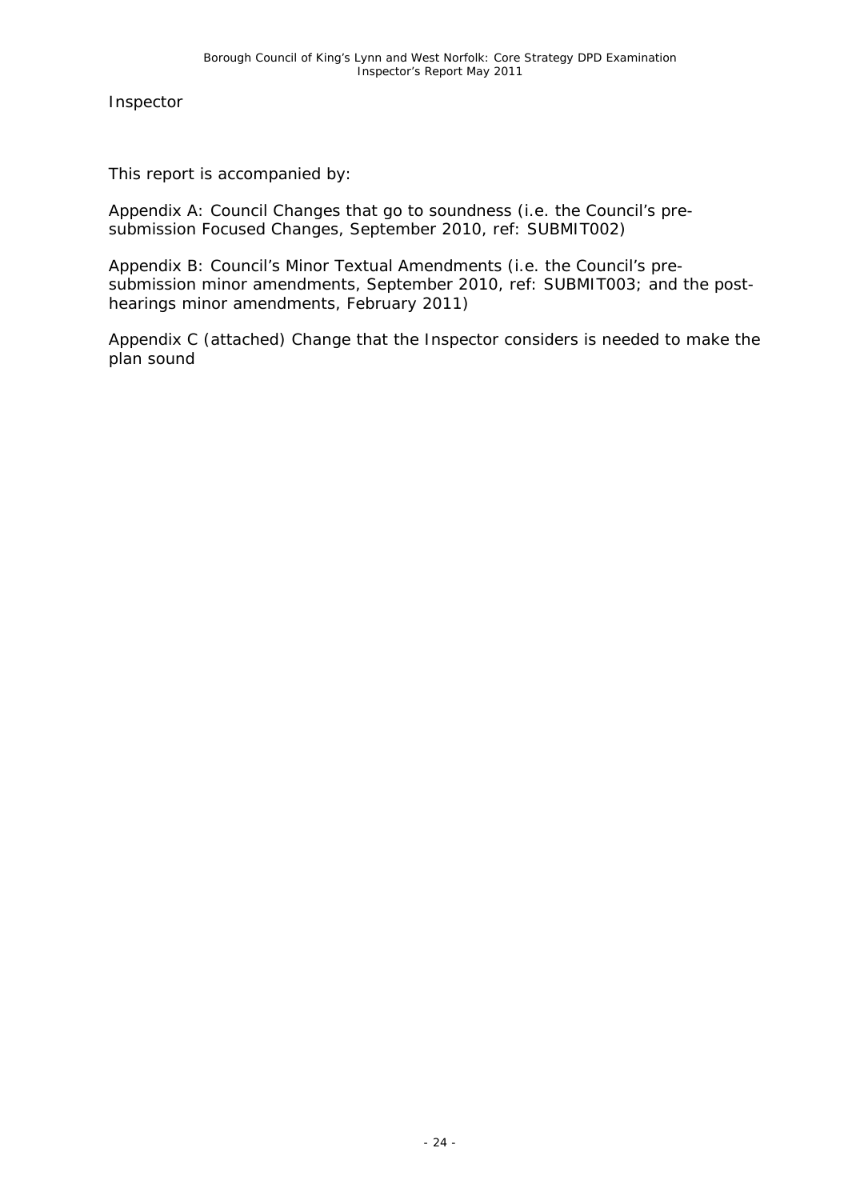Inspector

This report is accompanied by:

Appendix A: Council Changes that go to soundness (i.e. the Council's pre-submission Focused Changes, September 2010, ref: SUBMIT002)

Appendix B: Council's Minor Textual Amendments (i.e. the Council's pre-submission minor amendments, September 2010, ref: SUBMIT003; and the post-hearings minor amendments, February 2011)

Appendix C (attached) Change that the Inspector considers is needed to make the plan sound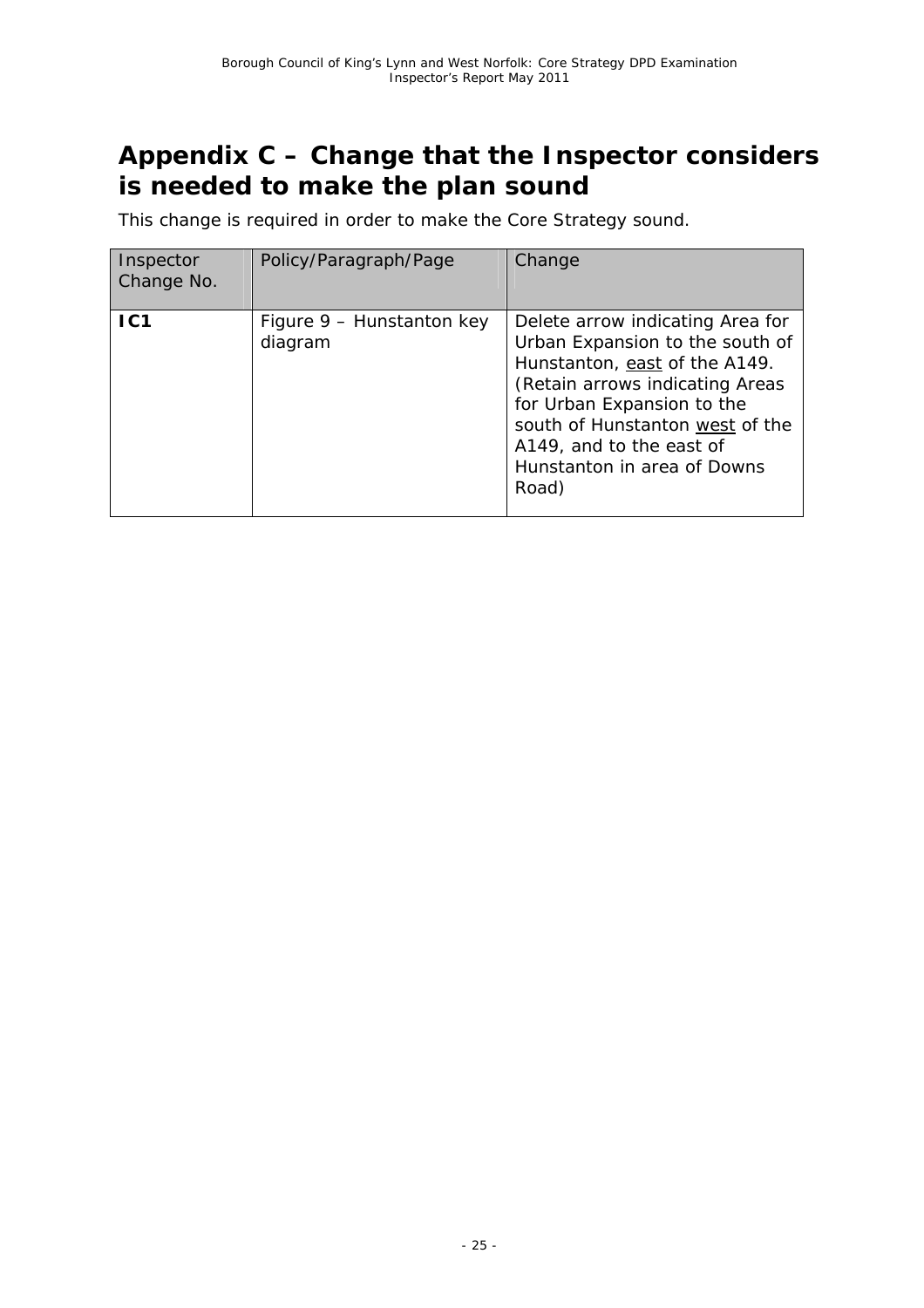# Appendix C – Change that the Inspector considers is needed to make the plan sound

This change is required in order to make the Core Strategy sound.

| Inspector Change No. | Policy/Paragraph/Page | Change |
| --- | --- | --- |
| **IC1** | Figure 9 – Hunstanton key diagram | Delete arrow indicating Area for Urban Expansion to the south of Hunstanton, <u>east</u> of the A149. (Retain arrows indicating Areas for Urban Expansion to the south of Hunstanton <u>west</u> of the A149, and to the east of Hunstanton in area of Downs Road) |